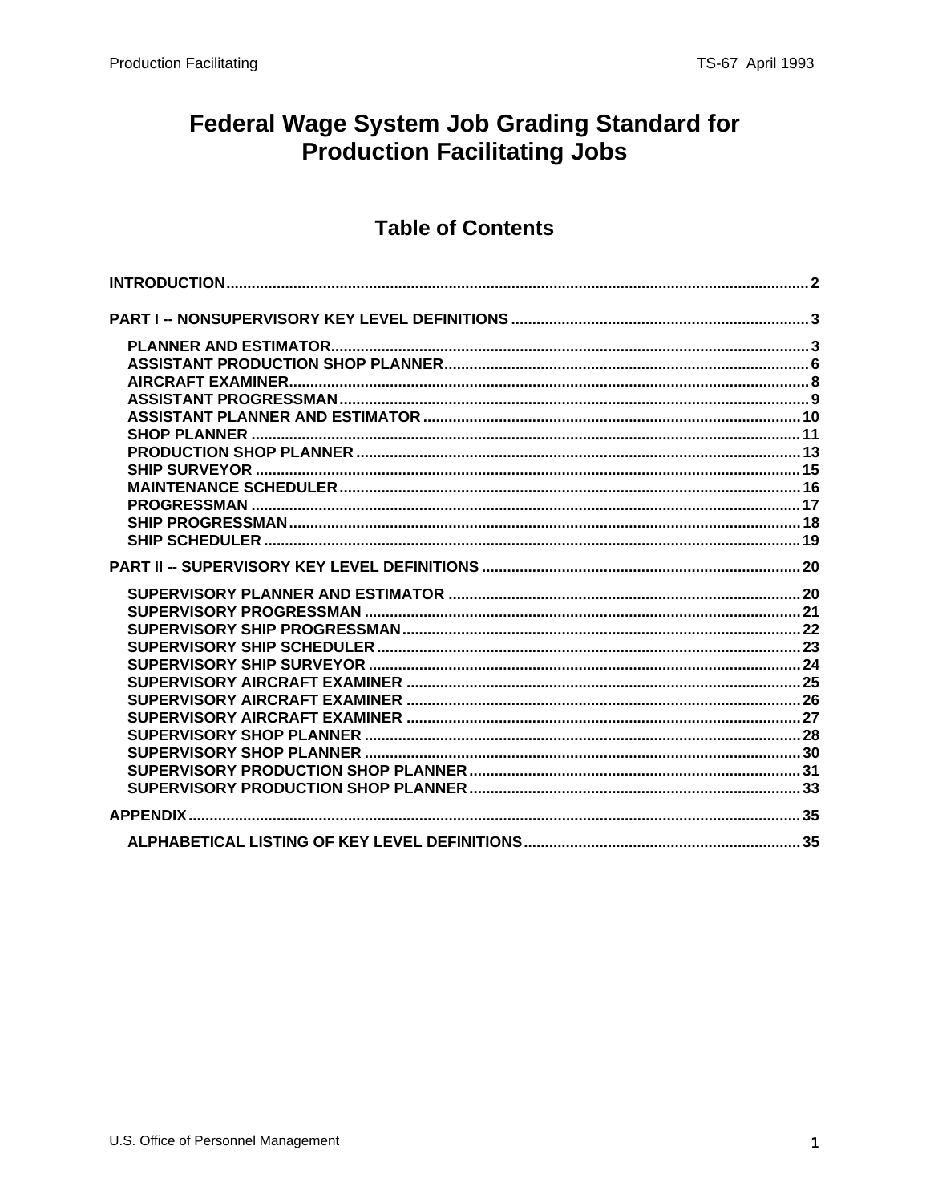# Federal Wage System Job Grading Standard for Production Facilitating Jobs

## Table of Contents

**INTRODUCTION** ........ 2

**PART I -- NONSUPERVISORY KEY LEVEL DEFINITIONS** ........ 3

- **PLANNER AND ESTIMATOR** ........ 3
- **ASSISTANT PRODUCTION SHOP PLANNER** ........ 6
- **AIRCRAFT EXAMINER** ........ 8
- **ASSISTANT PROGRESSMAN** ........ 9
- **ASSISTANT PLANNER AND ESTIMATOR** ........ 10
- **SHOP PLANNER** ........ 11
- **PRODUCTION SHOP PLANNER** ........ 13
- **SHIP SURVEYOR** ........ 15
- **MAINTENANCE SCHEDULER** ........ 16
- **PROGRESSMAN** ........ 17
- **SHIP PROGRESSMAN** ........ 18
- **SHIP SCHEDULER** ........ 19

**PART II -- SUPERVISORY KEY LEVEL DEFINITIONS** ........ 20

- **SUPERVISORY PLANNER AND ESTIMATOR** ........ 20
- **SUPERVISORY PROGRESSMAN** ........ 21
- **SUPERVISORY SHIP PROGRESSMAN** ........ 22
- **SUPERVISORY SHIP SCHEDULER** ........ 23
- **SUPERVISORY SHIP SURVEYOR** ........ 24
- **SUPERVISORY AIRCRAFT EXAMINER** ........ 25
- **SUPERVISORY AIRCRAFT EXAMINER** ........ 26
- **SUPERVISORY AIRCRAFT EXAMINER** ........ 27
- **SUPERVISORY SHOP PLANNER** ........ 28
- **SUPERVISORY SHOP PLANNER** ........ 30
- **SUPERVISORY PRODUCTION SHOP PLANNER** ........ 31
- **SUPERVISORY PRODUCTION SHOP PLANNER** ........ 33

**APPENDIX** ........ 35

- **ALPHABETICAL LISTING OF KEY LEVEL DEFINITIONS** ........ 35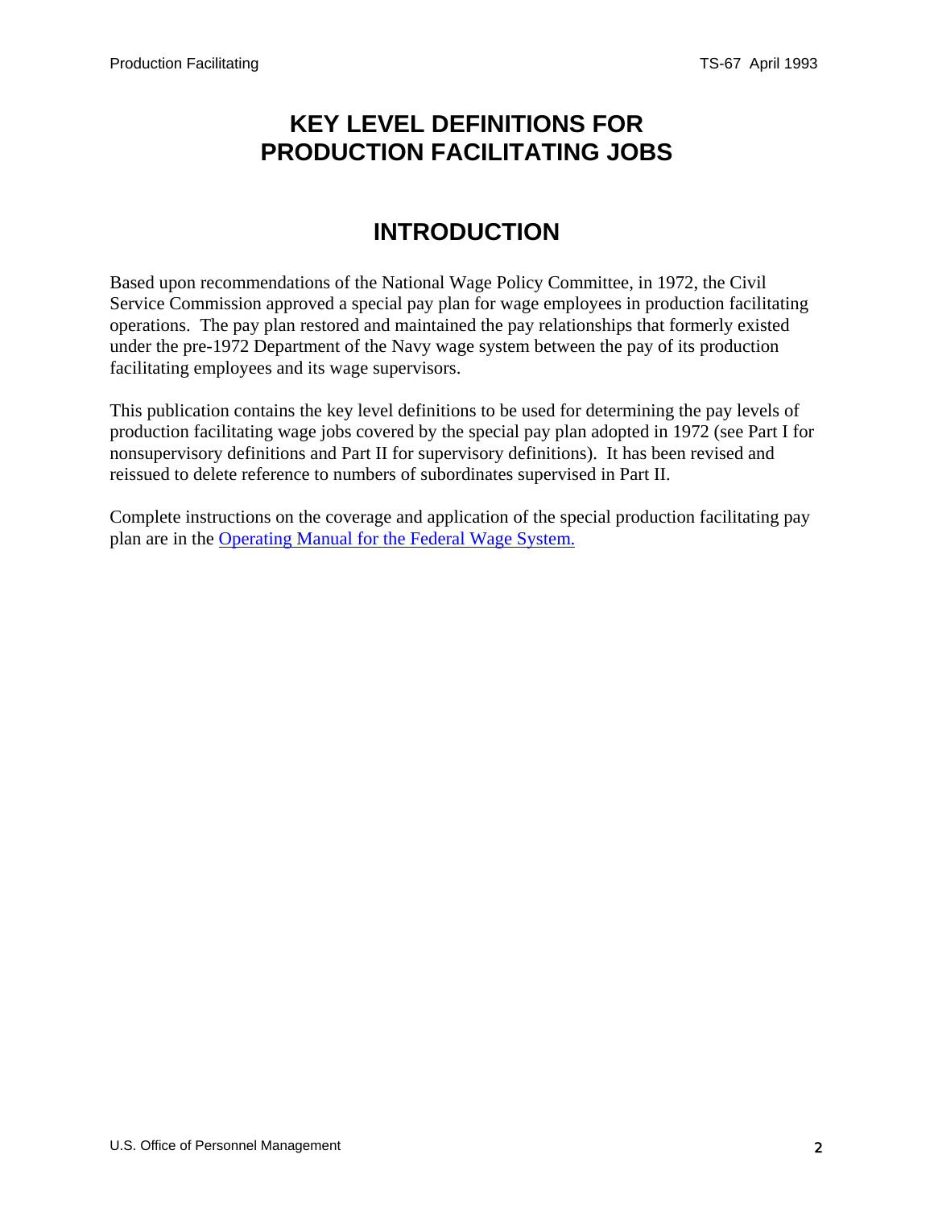# KEY LEVEL DEFINITIONS FOR PRODUCTION FACILITATING JOBS

## INTRODUCTION

Based upon recommendations of the National Wage Policy Committee, in 1972, the Civil Service Commission approved a special pay plan for wage employees in production facilitating operations. The pay plan restored and maintained the pay relationships that formerly existed under the pre-1972 Department of the Navy wage system between the pay of its production facilitating employees and its wage supervisors.

This publication contains the key level definitions to be used for determining the pay levels of production facilitating wage jobs covered by the special pay plan adopted in 1972 (see Part I for nonsupervisory definitions and Part II for supervisory definitions). It has been revised and reissued to delete reference to numbers of subordinates supervised in Part II.

Complete instructions on the coverage and application of the special production facilitating pay plan are in the Operating Manual for the Federal Wage System.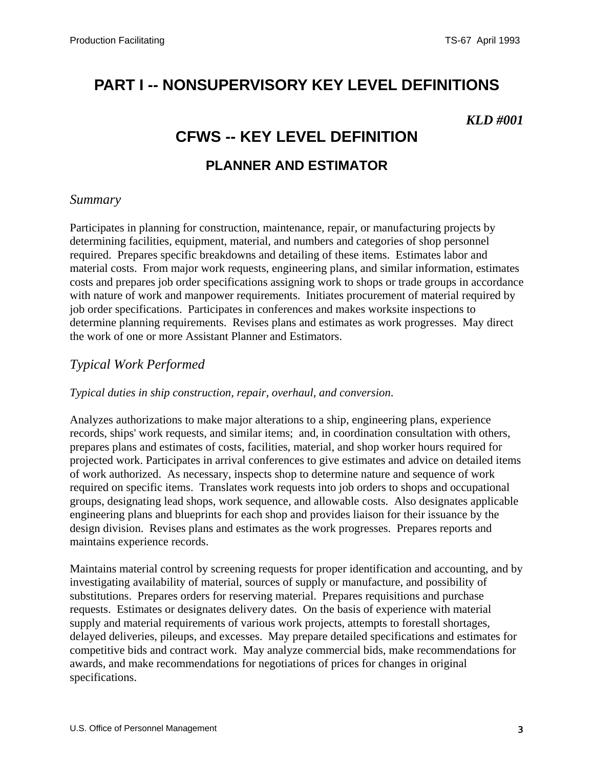# PART I -- NONSUPERVISORY KEY LEVEL DEFINITIONS

***KLD #001***

## CFWS -- KEY LEVEL DEFINITION

### PLANNER AND ESTIMATOR

*Summary*

Participates in planning for construction, maintenance, repair, or manufacturing projects by determining facilities, equipment, material, and numbers and categories of shop personnel required. Prepares specific breakdowns and detailing of these items. Estimates labor and material costs. From major work requests, engineering plans, and similar information, estimates costs and prepares job order specifications assigning work to shops or trade groups in accordance with nature of work and manpower requirements. Initiates procurement of material required by job order specifications. Participates in conferences and makes worksite inspections to determine planning requirements. Revises plans and estimates as work progresses. May direct the work of one or more Assistant Planner and Estimators.

*Typical Work Performed*

*Typical duties in ship construction, repair, overhaul, and conversion.*

Analyzes authorizations to make major alterations to a ship, engineering plans, experience records, ships' work requests, and similar items; and, in coordination consultation with others, prepares plans and estimates of costs, facilities, material, and shop worker hours required for projected work. Participates in arrival conferences to give estimates and advice on detailed items of work authorized. As necessary, inspects shop to determine nature and sequence of work required on specific items. Translates work requests into job orders to shops and occupational groups, designating lead shops, work sequence, and allowable costs. Also designates applicable engineering plans and blueprints for each shop and provides liaison for their issuance by the design division. Revises plans and estimates as the work progresses. Prepares reports and maintains experience records.

Maintains material control by screening requests for proper identification and accounting, and by investigating availability of material, sources of supply or manufacture, and possibility of substitutions. Prepares orders for reserving material. Prepares requisitions and purchase requests. Estimates or designates delivery dates. On the basis of experience with material supply and material requirements of various work projects, attempts to forestall shortages, delayed deliveries, pileups, and excesses. May prepare detailed specifications and estimates for competitive bids and contract work. May analyze commercial bids, make recommendations for awards, and make recommendations for negotiations of prices for changes in original specifications.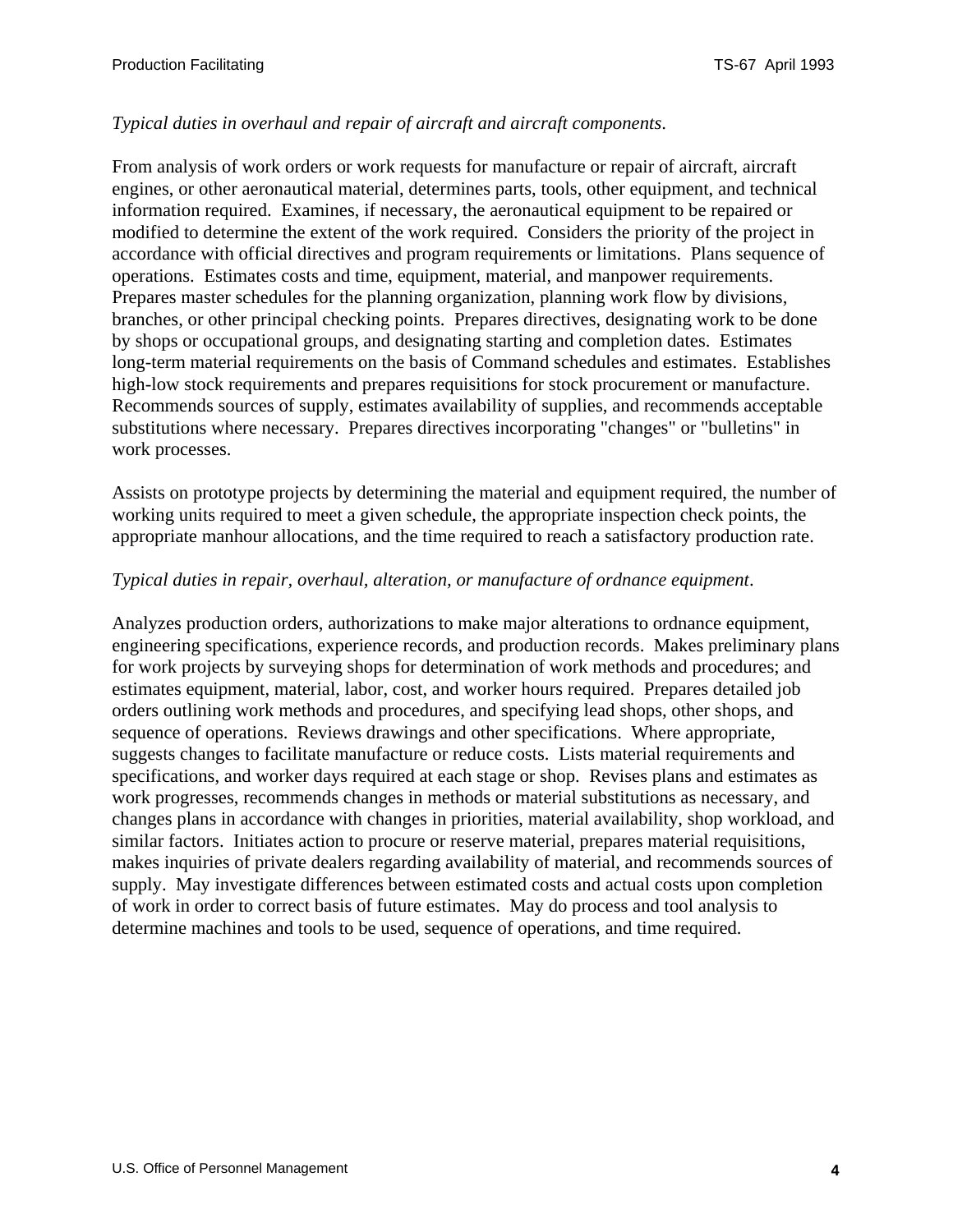*Typical duties in overhaul and repair of aircraft and aircraft components*.

From analysis of work orders or work requests for manufacture or repair of aircraft, aircraft engines, or other aeronautical material, determines parts, tools, other equipment, and technical information required. Examines, if necessary, the aeronautical equipment to be repaired or modified to determine the extent of the work required. Considers the priority of the project in accordance with official directives and program requirements or limitations. Plans sequence of operations. Estimates costs and time, equipment, material, and manpower requirements. Prepares master schedules for the planning organization, planning work flow by divisions, branches, or other principal checking points. Prepares directives, designating work to be done by shops or occupational groups, and designating starting and completion dates. Estimates long-term material requirements on the basis of Command schedules and estimates. Establishes high-low stock requirements and prepares requisitions for stock procurement or manufacture. Recommends sources of supply, estimates availability of supplies, and recommends acceptable substitutions where necessary. Prepares directives incorporating "changes" or "bulletins" in work processes.

Assists on prototype projects by determining the material and equipment required, the number of working units required to meet a given schedule, the appropriate inspection check points, the appropriate manhour allocations, and the time required to reach a satisfactory production rate.

*Typical duties in repair, overhaul, alteration, or manufacture of ordnance equipment*.

Analyzes production orders, authorizations to make major alterations to ordnance equipment, engineering specifications, experience records, and production records. Makes preliminary plans for work projects by surveying shops for determination of work methods and procedures; and estimates equipment, material, labor, cost, and worker hours required. Prepares detailed job orders outlining work methods and procedures, and specifying lead shops, other shops, and sequence of operations. Reviews drawings and other specifications. Where appropriate, suggests changes to facilitate manufacture or reduce costs. Lists material requirements and specifications, and worker days required at each stage or shop. Revises plans and estimates as work progresses, recommends changes in methods or material substitutions as necessary, and changes plans in accordance with changes in priorities, material availability, shop workload, and similar factors. Initiates action to procure or reserve material, prepares material requisitions, makes inquiries of private dealers regarding availability of material, and recommends sources of supply. May investigate differences between estimated costs and actual costs upon completion of work in order to correct basis of future estimates. May do process and tool analysis to determine machines and tools to be used, sequence of operations, and time required.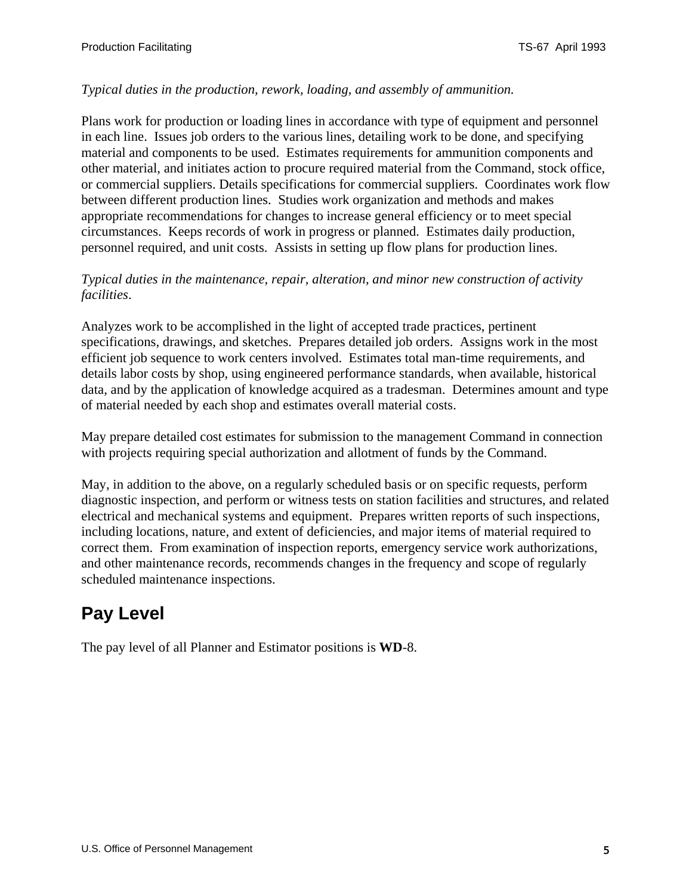*Typical duties in the production, rework, loading, and assembly of ammunition.*

Plans work for production or loading lines in accordance with type of equipment and personnel in each line. Issues job orders to the various lines, detailing work to be done, and specifying material and components to be used. Estimates requirements for ammunition components and other material, and initiates action to procure required material from the Command, stock office, or commercial suppliers. Details specifications for commercial suppliers. Coordinates work flow between different production lines. Studies work organization and methods and makes appropriate recommendations for changes to increase general efficiency or to meet special circumstances. Keeps records of work in progress or planned. Estimates daily production, personnel required, and unit costs. Assists in setting up flow plans for production lines.

*Typical duties in the maintenance, repair, alteration, and minor new construction of activity facilities*.

Analyzes work to be accomplished in the light of accepted trade practices, pertinent specifications, drawings, and sketches. Prepares detailed job orders. Assigns work in the most efficient job sequence to work centers involved. Estimates total man-time requirements, and details labor costs by shop, using engineered performance standards, when available, historical data, and by the application of knowledge acquired as a tradesman. Determines amount and type of material needed by each shop and estimates overall material costs.

May prepare detailed cost estimates for submission to the management Command in connection with projects requiring special authorization and allotment of funds by the Command.

May, in addition to the above, on a regularly scheduled basis or on specific requests, perform diagnostic inspection, and perform or witness tests on station facilities and structures, and related electrical and mechanical systems and equipment. Prepares written reports of such inspections, including locations, nature, and extent of deficiencies, and major items of material required to correct them. From examination of inspection reports, emergency service work authorizations, and other maintenance records, recommends changes in the frequency and scope of regularly scheduled maintenance inspections.

## Pay Level

The pay level of all Planner and Estimator positions is **WD**-8.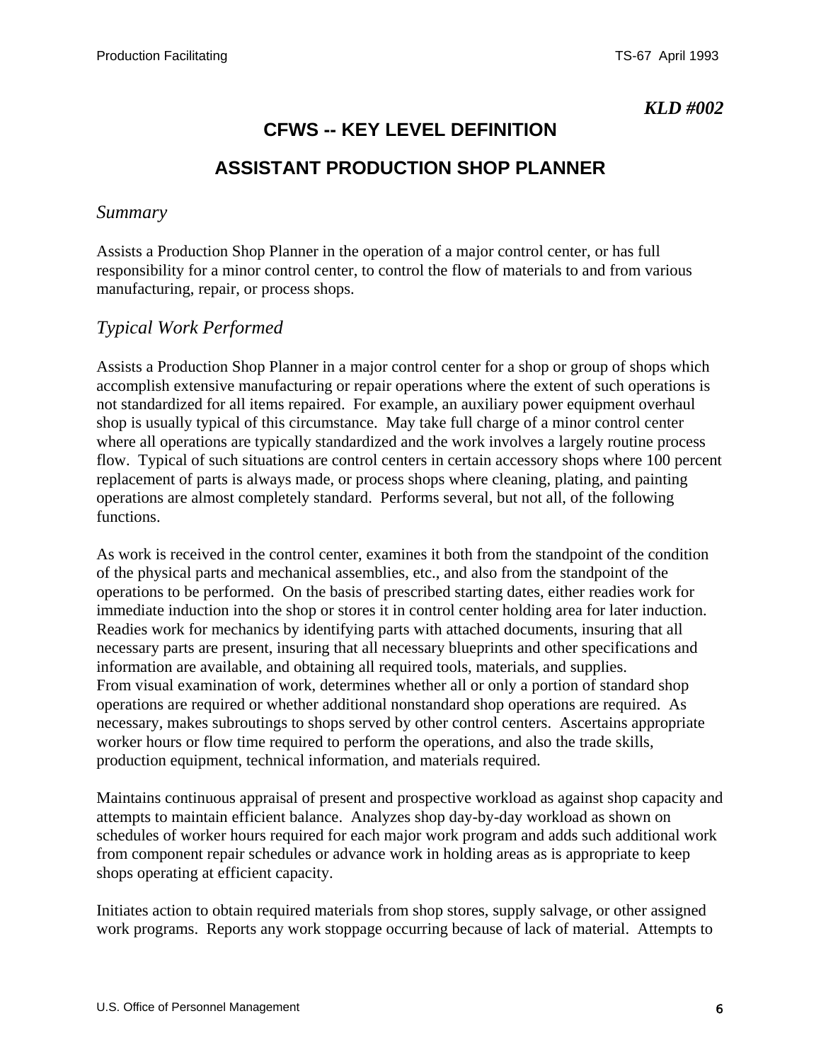*KLD #002*

# CFWS -- KEY LEVEL DEFINITION

## ASSISTANT PRODUCTION SHOP PLANNER

### *Summary*

Assists a Production Shop Planner in the operation of a major control center, or has full responsibility for a minor control center, to control the flow of materials to and from various manufacturing, repair, or process shops.

### *Typical Work Performed*

Assists a Production Shop Planner in a major control center for a shop or group of shops which accomplish extensive manufacturing or repair operations where the extent of such operations is not standardized for all items repaired. For example, an auxiliary power equipment overhaul shop is usually typical of this circumstance. May take full charge of a minor control center where all operations are typically standardized and the work involves a largely routine process flow. Typical of such situations are control centers in certain accessory shops where 100 percent replacement of parts is always made, or process shops where cleaning, plating, and painting operations are almost completely standard. Performs several, but not all, of the following functions.

As work is received in the control center, examines it both from the standpoint of the condition of the physical parts and mechanical assemblies, etc., and also from the standpoint of the operations to be performed. On the basis of prescribed starting dates, either readies work for immediate induction into the shop or stores it in control center holding area for later induction. Readies work for mechanics by identifying parts with attached documents, insuring that all necessary parts are present, insuring that all necessary blueprints and other specifications and information are available, and obtaining all required tools, materials, and supplies. From visual examination of work, determines whether all or only a portion of standard shop operations are required or whether additional nonstandard shop operations are required. As necessary, makes subroutings to shops served by other control centers. Ascertains appropriate worker hours or flow time required to perform the operations, and also the trade skills, production equipment, technical information, and materials required.

Maintains continuous appraisal of present and prospective workload as against shop capacity and attempts to maintain efficient balance. Analyzes shop day-by-day workload as shown on schedules of worker hours required for each major work program and adds such additional work from component repair schedules or advance work in holding areas as is appropriate to keep shops operating at efficient capacity.

Initiates action to obtain required materials from shop stores, supply salvage, or other assigned work programs. Reports any work stoppage occurring because of lack of material. Attempts to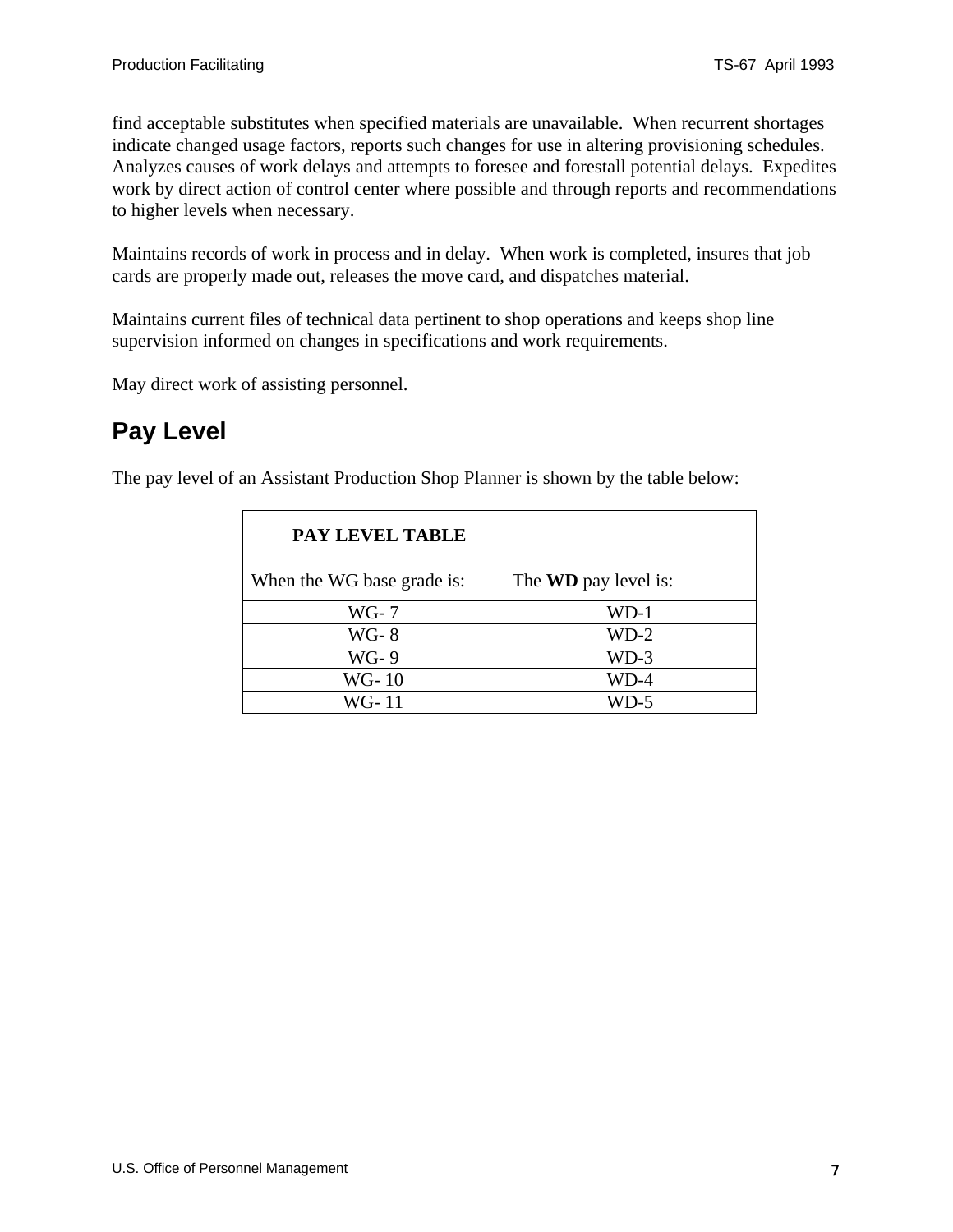find acceptable substitutes when specified materials are unavailable.  When recurrent shortages indicate changed usage factors, reports such changes for use in altering provisioning schedules.  Analyzes causes of work delays and attempts to foresee and forestall potential delays.  Expedites work by direct action of control center where possible and through reports and recommendations to higher levels when necessary.

Maintains records of work in process and in delay.  When work is completed, insures that job cards are properly made out, releases the move card, and dispatches material.

Maintains current files of technical data pertinent to shop operations and keeps shop line supervision informed on changes in specifications and work requirements.

May direct work of assisting personnel.

## Pay Level

The pay level of an Assistant Production Shop Planner is shown by the table below:

| **PAY LEVEL TABLE** | |
|---|---|
| When the WG base grade is: | The **WD** pay level is: |
| WG- 7 | WD-1 |
| WG- 8 | WD-2 |
| WG- 9 | WD-3 |
| WG- 10 | WD-4 |
| WG- 11 | WD-5 |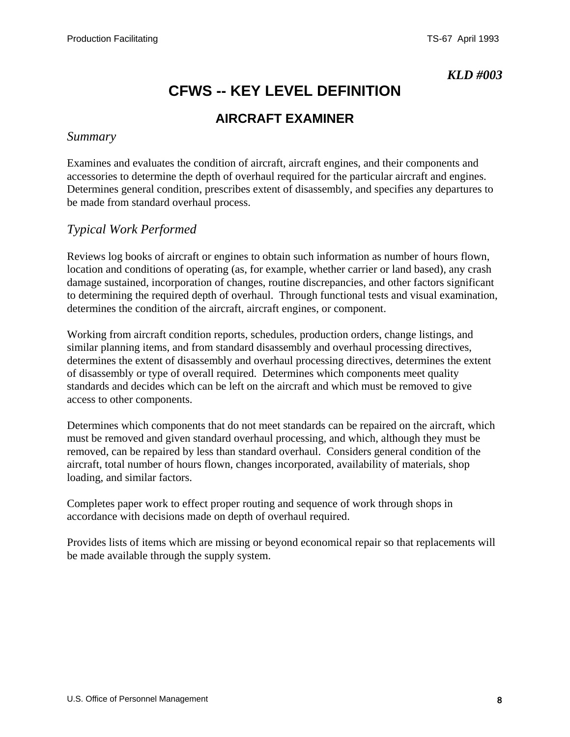***KLD #003***

# CFWS -- KEY LEVEL DEFINITION

## AIRCRAFT EXAMINER

### *Summary*

Examines and evaluates the condition of aircraft, aircraft engines, and their components and accessories to determine the depth of overhaul required for the particular aircraft and engines. Determines general condition, prescribes extent of disassembly, and specifies any departures to be made from standard overhaul process.

### *Typical Work Performed*

Reviews log books of aircraft or engines to obtain such information as number of hours flown, location and conditions of operating (as, for example, whether carrier or land based), any crash damage sustained, incorporation of changes, routine discrepancies, and other factors significant to determining the required depth of overhaul. Through functional tests and visual examination, determines the condition of the aircraft, aircraft engines, or component.

Working from aircraft condition reports, schedules, production orders, change listings, and similar planning items, and from standard disassembly and overhaul processing directives, determines the extent of disassembly and overhaul processing directives, determines the extent of disassembly or type of overall required. Determines which components meet quality standards and decides which can be left on the aircraft and which must be removed to give access to other components.

Determines which components that do not meet standards can be repaired on the aircraft, which must be removed and given standard overhaul processing, and which, although they must be removed, can be repaired by less than standard overhaul. Considers general condition of the aircraft, total number of hours flown, changes incorporated, availability of materials, shop loading, and similar factors.

Completes paper work to effect proper routing and sequence of work through shops in accordance with decisions made on depth of overhaul required.

Provides lists of items which are missing or beyond economical repair so that replacements will be made available through the supply system.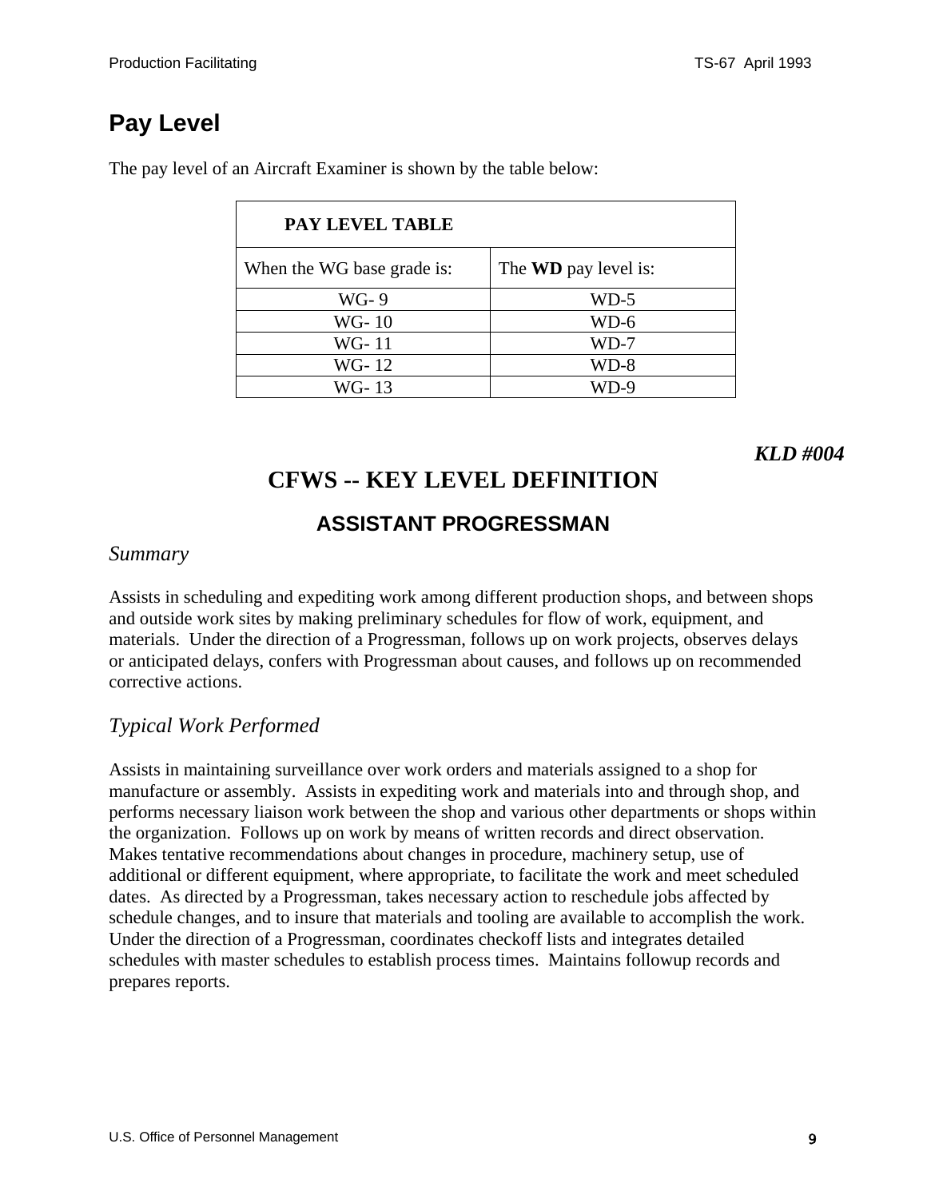## Pay Level

The pay level of an Aircraft Examiner is shown by the table below:

| **PAY LEVEL TABLE** | |
|---|---|
| When the WG base grade is: | The **WD** pay level is: |
| WG- 9 | WD-5 |
| WG- 10 | WD-6 |
| WG- 11 | WD-7 |
| WG- 12 | WD-8 |
| WG- 13 | WD-9 |

***KLD #004***

# CFWS -- KEY LEVEL DEFINITION

## ASSISTANT PROGRESSMAN

*Summary*

Assists in scheduling and expediting work among different production shops, and between shops and outside work sites by making preliminary schedules for flow of work, equipment, and materials. Under the direction of a Progressman, follows up on work projects, observes delays or anticipated delays, confers with Progressman about causes, and follows up on recommended corrective actions.

*Typical Work Performed*

Assists in maintaining surveillance over work orders and materials assigned to a shop for manufacture or assembly. Assists in expediting work and materials into and through shop, and performs necessary liaison work between the shop and various other departments or shops within the organization. Follows up on work by means of written records and direct observation. Makes tentative recommendations about changes in procedure, machinery setup, use of additional or different equipment, where appropriate, to facilitate the work and meet scheduled dates. As directed by a Progressman, takes necessary action to reschedule jobs affected by schedule changes, and to insure that materials and tooling are available to accomplish the work. Under the direction of a Progressman, coordinates checkoff lists and integrates detailed schedules with master schedules to establish process times. Maintains followup records and prepares reports.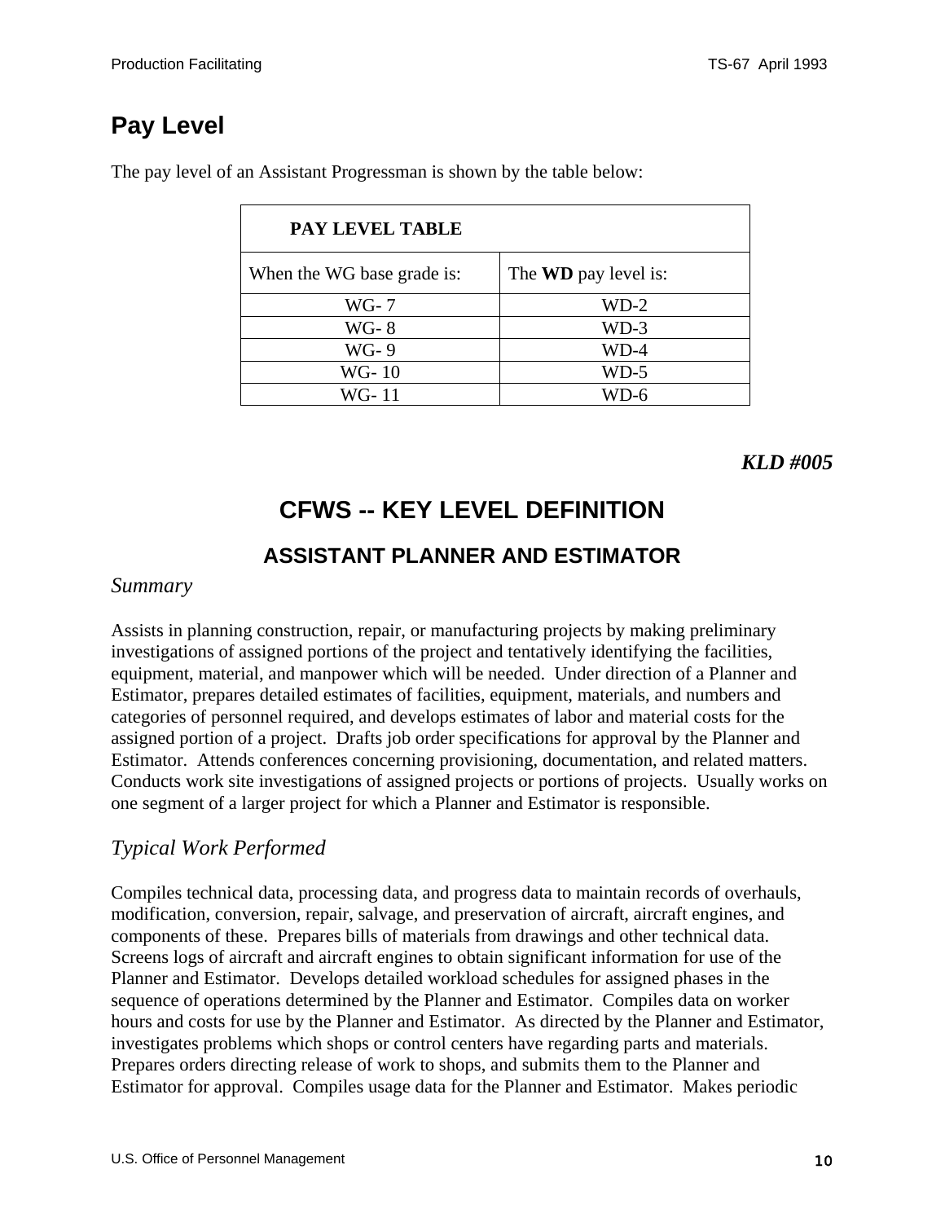## Pay Level

The pay level of an Assistant Progressman is shown by the table below:

| PAY LEVEL TABLE | |
|---|---|
| When the WG base grade is: | The **WD** pay level is: |
| WG- 7 | WD-2 |
| WG- 8 | WD-3 |
| WG- 9 | WD-4 |
| WG- 10 | WD-5 |
| WG- 11 | WD-6 |

***KLD #005***

# CFWS -- KEY LEVEL DEFINITION

## ASSISTANT PLANNER AND ESTIMATOR

*Summary*

Assists in planning construction, repair, or manufacturing projects by making preliminary investigations of assigned portions of the project and tentatively identifying the facilities, equipment, material, and manpower which will be needed. Under direction of a Planner and Estimator, prepares detailed estimates of facilities, equipment, materials, and numbers and categories of personnel required, and develops estimates of labor and material costs for the assigned portion of a project. Drafts job order specifications for approval by the Planner and Estimator. Attends conferences concerning provisioning, documentation, and related matters. Conducts work site investigations of assigned projects or portions of projects. Usually works on one segment of a larger project for which a Planner and Estimator is responsible.

*Typical Work Performed*

Compiles technical data, processing data, and progress data to maintain records of overhauls, modification, conversion, repair, salvage, and preservation of aircraft, aircraft engines, and components of these. Prepares bills of materials from drawings and other technical data. Screens logs of aircraft and aircraft engines to obtain significant information for use of the Planner and Estimator. Develops detailed workload schedules for assigned phases in the sequence of operations determined by the Planner and Estimator. Compiles data on worker hours and costs for use by the Planner and Estimator. As directed by the Planner and Estimator, investigates problems which shops or control centers have regarding parts and materials. Prepares orders directing release of work to shops, and submits them to the Planner and Estimator for approval. Compiles usage data for the Planner and Estimator. Makes periodic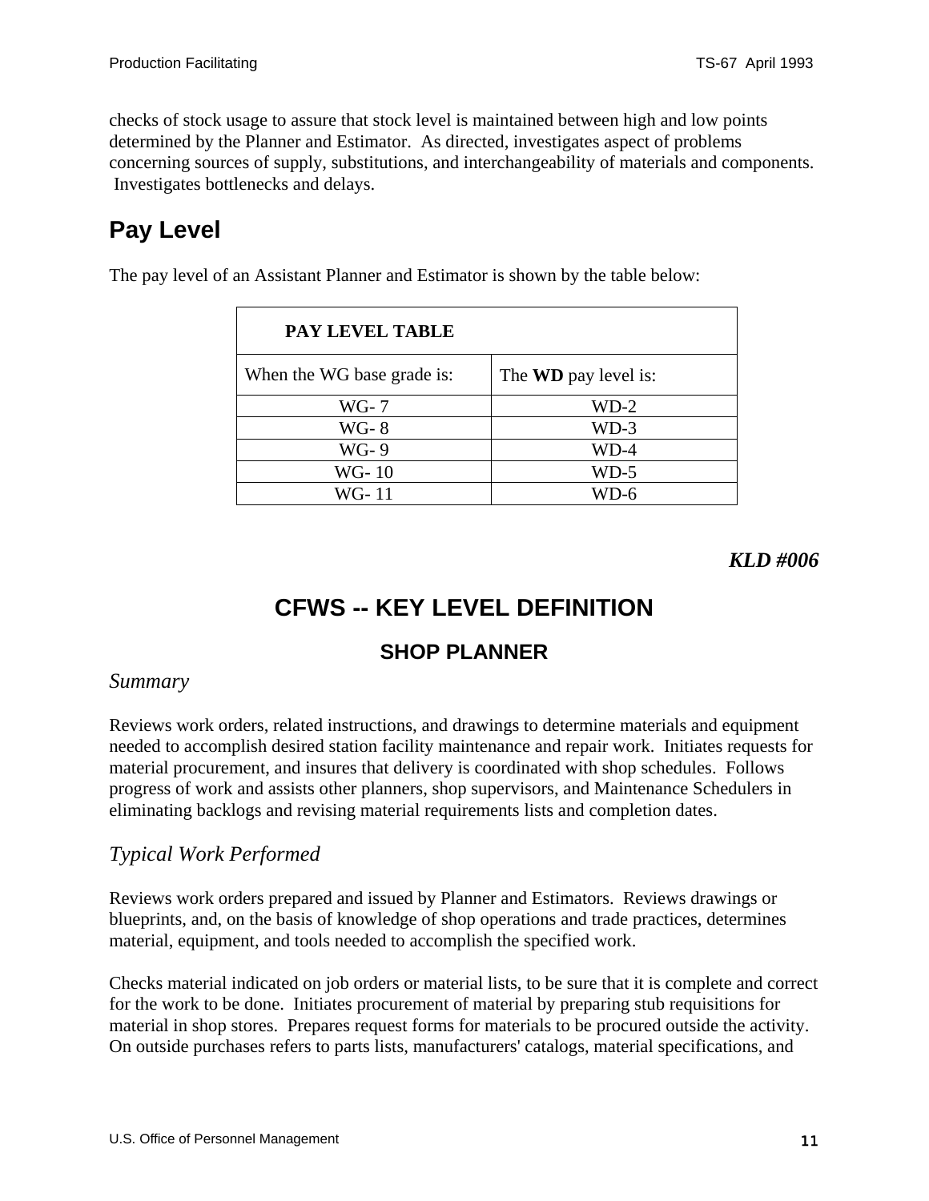checks of stock usage to assure that stock level is maintained between high and low points determined by the Planner and Estimator. As directed, investigates aspect of problems concerning sources of supply, substitutions, and interchangeability of materials and components. Investigates bottlenecks and delays.

## Pay Level

The pay level of an Assistant Planner and Estimator is shown by the table below:

| **PAY LEVEL TABLE** | |
|---|---|
| When the WG base grade is: | The **WD** pay level is: |
| WG- 7 | WD-2 |
| WG- 8 | WD-3 |
| WG- 9 | WD-4 |
| WG- 10 | WD-5 |
| WG- 11 | WD-6 |

***KLD #006***

# CFWS -- KEY LEVEL DEFINITION

## SHOP PLANNER

*Summary*

Reviews work orders, related instructions, and drawings to determine materials and equipment needed to accomplish desired station facility maintenance and repair work. Initiates requests for material procurement, and insures that delivery is coordinated with shop schedules. Follows progress of work and assists other planners, shop supervisors, and Maintenance Schedulers in eliminating backlogs and revising material requirements lists and completion dates.

*Typical Work Performed*

Reviews work orders prepared and issued by Planner and Estimators. Reviews drawings or blueprints, and, on the basis of knowledge of shop operations and trade practices, determines material, equipment, and tools needed to accomplish the specified work.

Checks material indicated on job orders or material lists, to be sure that it is complete and correct for the work to be done. Initiates procurement of material by preparing stub requisitions for material in shop stores. Prepares request forms for materials to be procured outside the activity. On outside purchases refers to parts lists, manufacturers' catalogs, material specifications, and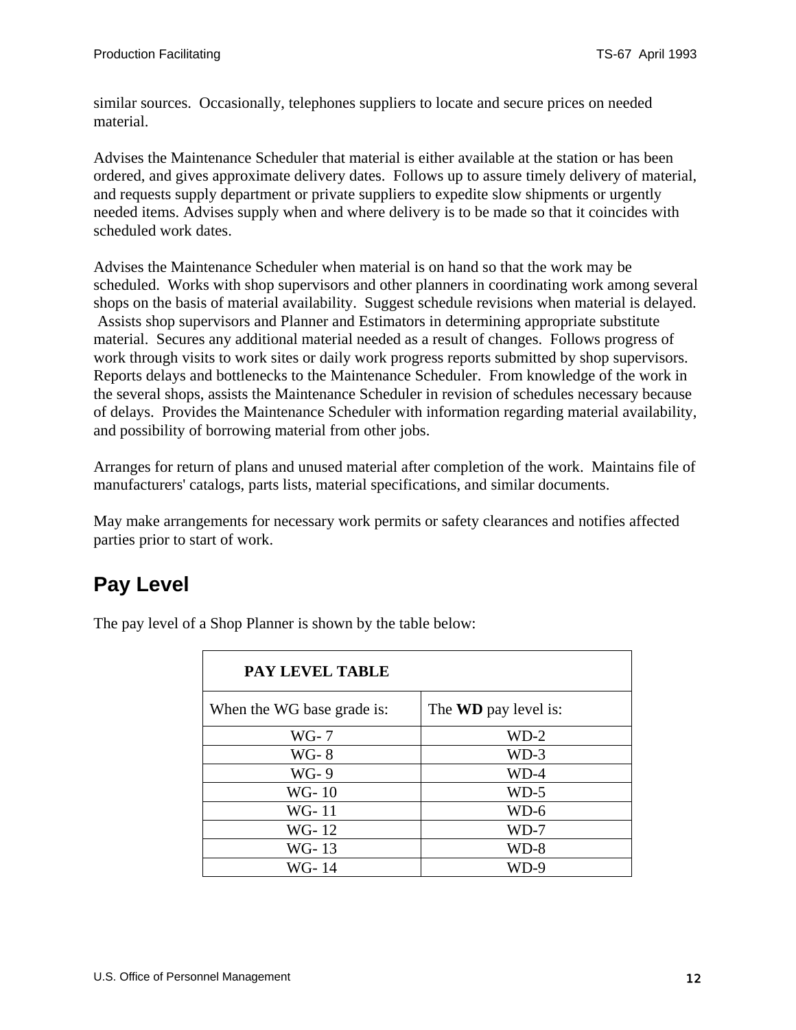similar sources.  Occasionally, telephones suppliers to locate and secure prices on needed material.

Advises the Maintenance Scheduler that material is either available at the station or has been ordered, and gives approximate delivery dates.  Follows up to assure timely delivery of material, and requests supply department or private suppliers to expedite slow shipments or urgently needed items. Advises supply when and where delivery is to be made so that it coincides with scheduled work dates.

Advises the Maintenance Scheduler when material is on hand so that the work may be scheduled.  Works with shop supervisors and other planners in coordinating work among several shops on the basis of material availability.  Suggest schedule revisions when material is delayed.  Assists shop supervisors and Planner and Estimators in determining appropriate substitute material.  Secures any additional material needed as a result of changes.  Follows progress of work through visits to work sites or daily work progress reports submitted by shop supervisors.  Reports delays and bottlenecks to the Maintenance Scheduler.  From knowledge of the work in the several shops, assists the Maintenance Scheduler in revision of schedules necessary because of delays.  Provides the Maintenance Scheduler with information regarding material availability, and possibility of borrowing material from other jobs.

Arranges for return of plans and unused material after completion of the work.  Maintains file of manufacturers' catalogs, parts lists, material specifications, and similar documents.

May make arrangements for necessary work permits or safety clearances and notifies affected parties prior to start of work.

## Pay Level

The pay level of a Shop Planner is shown by the table below:

| **PAY LEVEL TABLE** | |
|---|---|
| When the WG base grade is: | The **WD** pay level is: |
| WG- 7 | WD-2 |
| WG- 8 | WD-3 |
| WG- 9 | WD-4 |
| WG- 10 | WD-5 |
| WG- 11 | WD-6 |
| WG- 12 | WD-7 |
| WG- 13 | WD-8 |
| WG- 14 | WD-9 |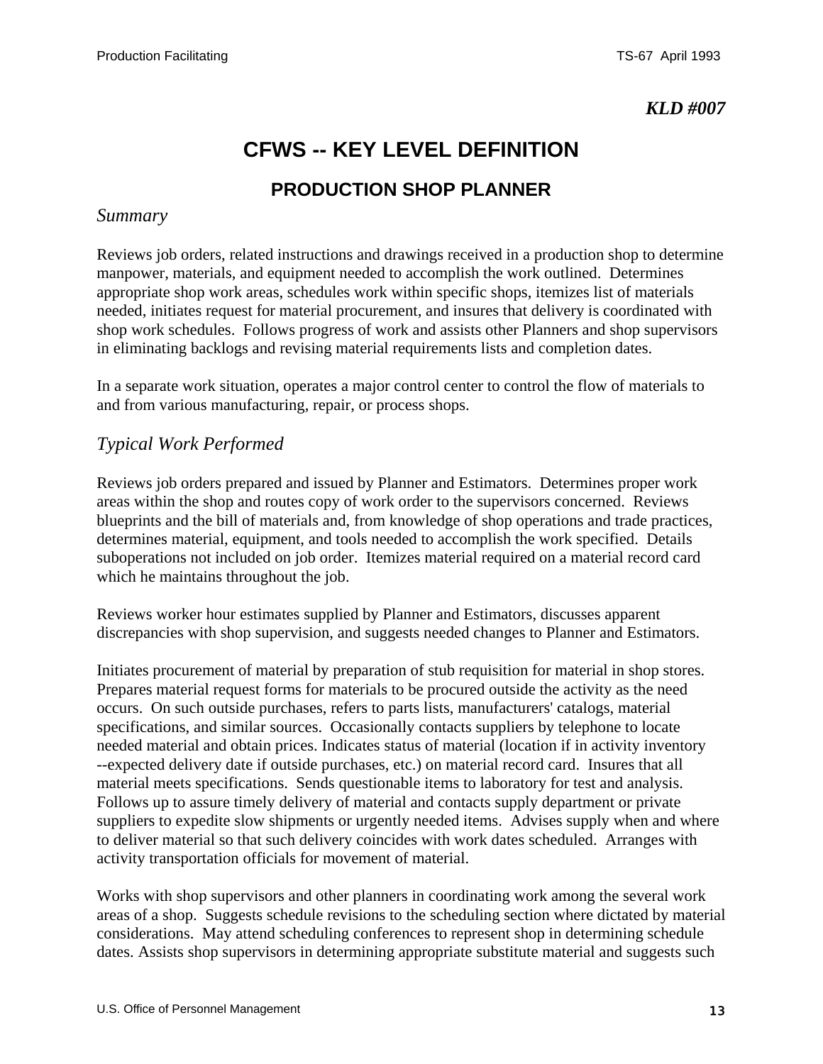*KLD #007*

# CFWS -- KEY LEVEL DEFINITION

## PRODUCTION SHOP PLANNER

### *Summary*

Reviews job orders, related instructions and drawings received in a production shop to determine manpower, materials, and equipment needed to accomplish the work outlined. Determines appropriate shop work areas, schedules work within specific shops, itemizes list of materials needed, initiates request for material procurement, and insures that delivery is coordinated with shop work schedules. Follows progress of work and assists other Planners and shop supervisors in eliminating backlogs and revising material requirements lists and completion dates.

In a separate work situation, operates a major control center to control the flow of materials to and from various manufacturing, repair, or process shops.

### *Typical Work Performed*

Reviews job orders prepared and issued by Planner and Estimators. Determines proper work areas within the shop and routes copy of work order to the supervisors concerned. Reviews blueprints and the bill of materials and, from knowledge of shop operations and trade practices, determines material, equipment, and tools needed to accomplish the work specified. Details suboperations not included on job order. Itemizes material required on a material record card which he maintains throughout the job.

Reviews worker hour estimates supplied by Planner and Estimators, discusses apparent discrepancies with shop supervision, and suggests needed changes to Planner and Estimators.

Initiates procurement of material by preparation of stub requisition for material in shop stores. Prepares material request forms for materials to be procured outside the activity as the need occurs. On such outside purchases, refers to parts lists, manufacturers' catalogs, material specifications, and similar sources. Occasionally contacts suppliers by telephone to locate needed material and obtain prices. Indicates status of material (location if in activity inventory --expected delivery date if outside purchases, etc.) on material record card. Insures that all material meets specifications. Sends questionable items to laboratory for test and analysis. Follows up to assure timely delivery of material and contacts supply department or private suppliers to expedite slow shipments or urgently needed items. Advises supply when and where to deliver material so that such delivery coincides with work dates scheduled. Arranges with activity transportation officials for movement of material.

Works with shop supervisors and other planners in coordinating work among the several work areas of a shop. Suggests schedule revisions to the scheduling section where dictated by material considerations. May attend scheduling conferences to represent shop in determining schedule dates. Assists shop supervisors in determining appropriate substitute material and suggests such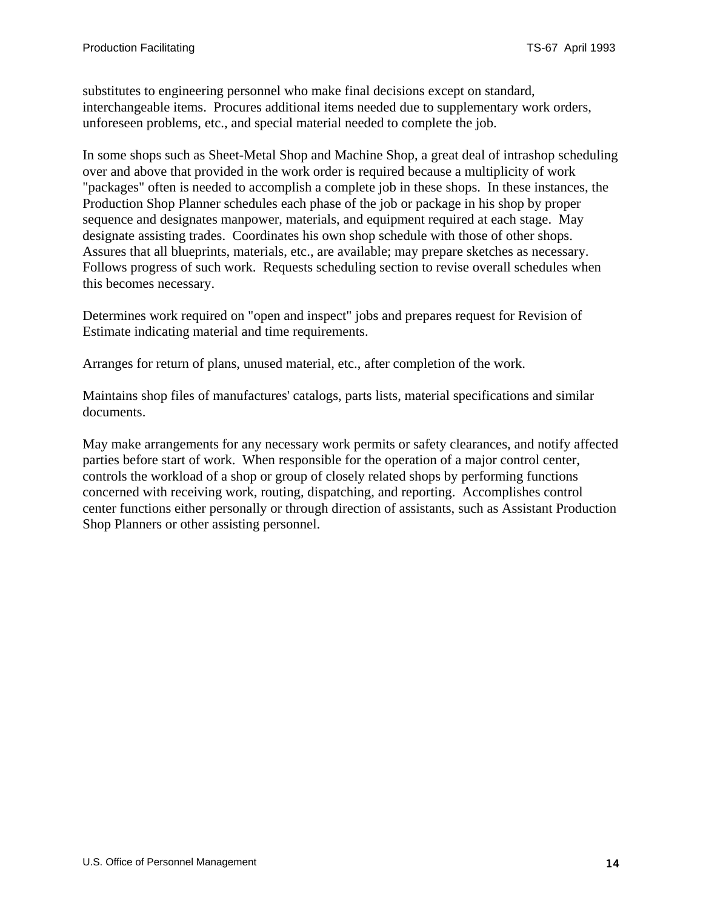substitutes to engineering personnel who make final decisions except on standard, interchangeable items. Procures additional items needed due to supplementary work orders, unforeseen problems, etc., and special material needed to complete the job.

In some shops such as Sheet-Metal Shop and Machine Shop, a great deal of intrashop scheduling over and above that provided in the work order is required because a multiplicity of work "packages" often is needed to accomplish a complete job in these shops. In these instances, the Production Shop Planner schedules each phase of the job or package in his shop by proper sequence and designates manpower, materials, and equipment required at each stage. May designate assisting trades. Coordinates his own shop schedule with those of other shops. Assures that all blueprints, materials, etc., are available; may prepare sketches as necessary. Follows progress of such work. Requests scheduling section to revise overall schedules when this becomes necessary.

Determines work required on "open and inspect" jobs and prepares request for Revision of Estimate indicating material and time requirements.

Arranges for return of plans, unused material, etc., after completion of the work.

Maintains shop files of manufactures' catalogs, parts lists, material specifications and similar documents.

May make arrangements for any necessary work permits or safety clearances, and notify affected parties before start of work. When responsible for the operation of a major control center, controls the workload of a shop or group of closely related shops by performing functions concerned with receiving work, routing, dispatching, and reporting. Accomplishes control center functions either personally or through direction of assistants, such as Assistant Production Shop Planners or other assisting personnel.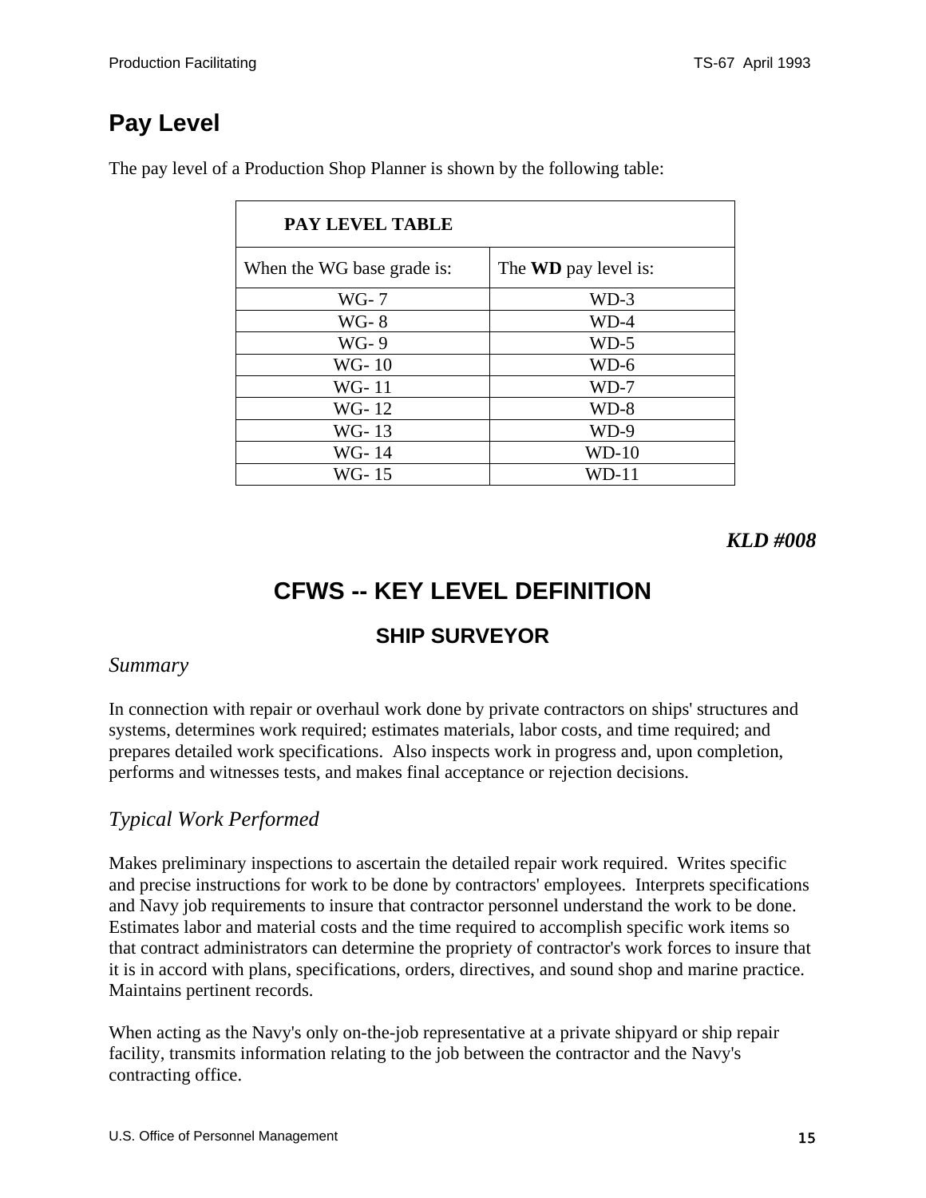## Pay Level

The pay level of a Production Shop Planner is shown by the following table:

| PAY LEVEL TABLE | |
|---|---|
| When the WG base grade is: | The **WD** pay level is: |
| WG- 7 | WD-3 |
| WG- 8 | WD-4 |
| WG- 9 | WD-5 |
| WG- 10 | WD-6 |
| WG- 11 | WD-7 |
| WG- 12 | WD-8 |
| WG- 13 | WD-9 |
| WG- 14 | WD-10 |
| WG- 15 | WD-11 |

***KLD #008***

# CFWS -- KEY LEVEL DEFINITION

## SHIP SURVEYOR

### *Summary*

In connection with repair or overhaul work done by private contractors on ships' structures and systems, determines work required; estimates materials, labor costs, and time required; and prepares detailed work specifications. Also inspects work in progress and, upon completion, performs and witnesses tests, and makes final acceptance or rejection decisions.

### *Typical Work Performed*

Makes preliminary inspections to ascertain the detailed repair work required. Writes specific and precise instructions for work to be done by contractors' employees. Interprets specifications and Navy job requirements to insure that contractor personnel understand the work to be done. Estimates labor and material costs and the time required to accomplish specific work items so that contract administrators can determine the propriety of contractor's work forces to insure that it is in accord with plans, specifications, orders, directives, and sound shop and marine practice. Maintains pertinent records.

When acting as the Navy's only on-the-job representative at a private shipyard or ship repair facility, transmits information relating to the job between the contractor and the Navy's contracting office.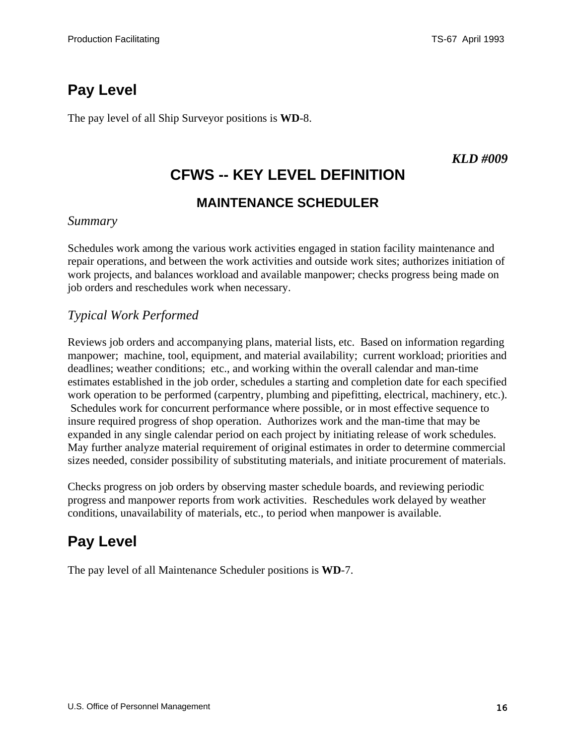## Pay Level

The pay level of all Ship Surveyor positions is **WD**-8.

***KLD #009***

# CFWS -- KEY LEVEL DEFINITION

### MAINTENANCE SCHEDULER

*Summary*

Schedules work among the various work activities engaged in station facility maintenance and repair operations, and between the work activities and outside work sites; authorizes initiation of work projects, and balances workload and available manpower; checks progress being made on job orders and reschedules work when necessary.

*Typical Work Performed*

Reviews job orders and accompanying plans, material lists, etc. Based on information regarding manpower; machine, tool, equipment, and material availability; current workload; priorities and deadlines; weather conditions; etc., and working within the overall calendar and man-time estimates established in the job order, schedules a starting and completion date for each specified work operation to be performed (carpentry, plumbing and pipefitting, electrical, machinery, etc.). Schedules work for concurrent performance where possible, or in most effective sequence to insure required progress of shop operation. Authorizes work and the man-time that may be expanded in any single calendar period on each project by initiating release of work schedules. May further analyze material requirement of original estimates in order to determine commercial sizes needed, consider possibility of substituting materials, and initiate procurement of materials.

Checks progress on job orders by observing master schedule boards, and reviewing periodic progress and manpower reports from work activities. Reschedules work delayed by weather conditions, unavailability of materials, etc., to period when manpower is available.

## Pay Level

The pay level of all Maintenance Scheduler positions is **WD**-7.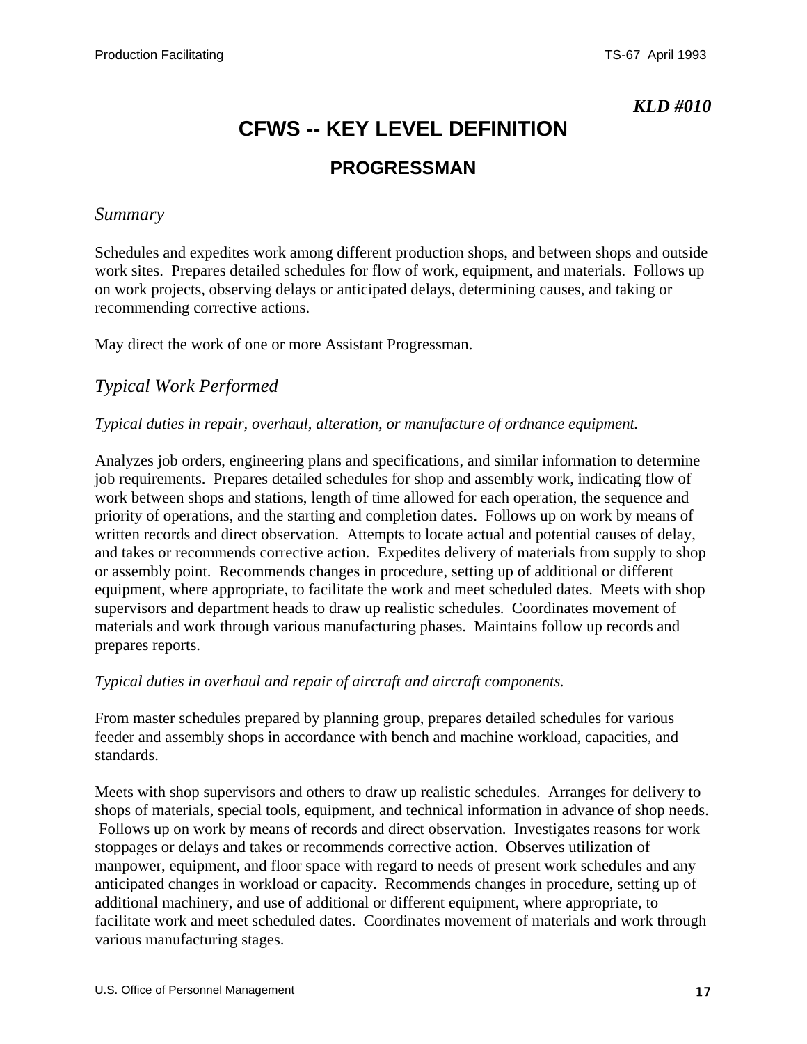*KLD #010*

# CFWS -- KEY LEVEL DEFINITION

## PROGRESSMAN

### *Summary*

Schedules and expedites work among different production shops, and between shops and outside work sites. Prepares detailed schedules for flow of work, equipment, and materials. Follows up on work projects, observing delays or anticipated delays, determining causes, and taking or recommending corrective actions.

May direct the work of one or more Assistant Progressman.

### *Typical Work Performed*

*Typical duties in repair, overhaul, alteration, or manufacture of ordnance equipment.*

Analyzes job orders, engineering plans and specifications, and similar information to determine job requirements. Prepares detailed schedules for shop and assembly work, indicating flow of work between shops and stations, length of time allowed for each operation, the sequence and priority of operations, and the starting and completion dates. Follows up on work by means of written records and direct observation. Attempts to locate actual and potential causes of delay, and takes or recommends corrective action. Expedites delivery of materials from supply to shop or assembly point. Recommends changes in procedure, setting up of additional or different equipment, where appropriate, to facilitate the work and meet scheduled dates. Meets with shop supervisors and department heads to draw up realistic schedules. Coordinates movement of materials and work through various manufacturing phases. Maintains follow up records and prepares reports.

*Typical duties in overhaul and repair of aircraft and aircraft components.*

From master schedules prepared by planning group, prepares detailed schedules for various feeder and assembly shops in accordance with bench and machine workload, capacities, and standards.

Meets with shop supervisors and others to draw up realistic schedules. Arranges for delivery to shops of materials, special tools, equipment, and technical information in advance of shop needs. Follows up on work by means of records and direct observation. Investigates reasons for work stoppages or delays and takes or recommends corrective action. Observes utilization of manpower, equipment, and floor space with regard to needs of present work schedules and any anticipated changes in workload or capacity. Recommends changes in procedure, setting up of additional machinery, and use of additional or different equipment, where appropriate, to facilitate work and meet scheduled dates. Coordinates movement of materials and work through various manufacturing stages.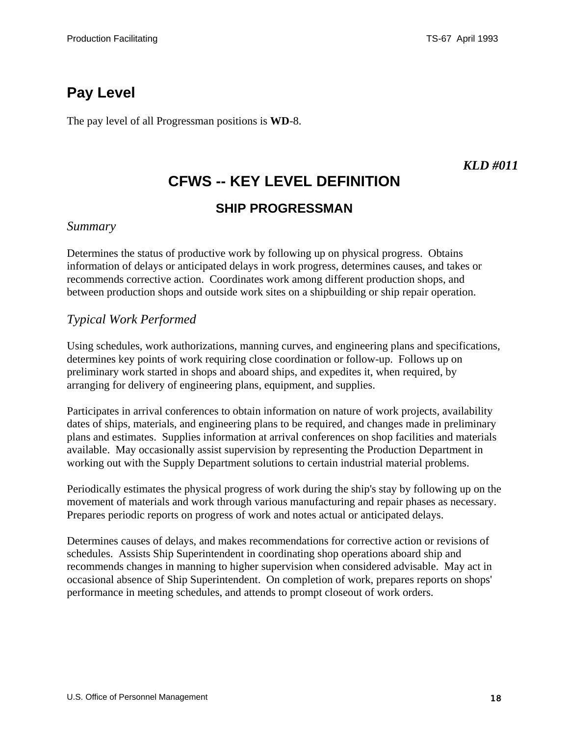## Pay Level

The pay level of all Progressman positions is **WD**-8.

***KLD #011***

# CFWS -- KEY LEVEL DEFINITION

## SHIP PROGRESSMAN

*Summary*

Determines the status of productive work by following up on physical progress. Obtains information of delays or anticipated delays in work progress, determines causes, and takes or recommends corrective action. Coordinates work among different production shops, and between production shops and outside work sites on a shipbuilding or ship repair operation.

*Typical Work Performed*

Using schedules, work authorizations, manning curves, and engineering plans and specifications, determines key points of work requiring close coordination or follow-up. Follows up on preliminary work started in shops and aboard ships, and expedites it, when required, by arranging for delivery of engineering plans, equipment, and supplies.

Participates in arrival conferences to obtain information on nature of work projects, availability dates of ships, materials, and engineering plans to be required, and changes made in preliminary plans and estimates. Supplies information at arrival conferences on shop facilities and materials available. May occasionally assist supervision by representing the Production Department in working out with the Supply Department solutions to certain industrial material problems.

Periodically estimates the physical progress of work during the ship's stay by following up on the movement of materials and work through various manufacturing and repair phases as necessary. Prepares periodic reports on progress of work and notes actual or anticipated delays.

Determines causes of delays, and makes recommendations for corrective action or revisions of schedules. Assists Ship Superintendent in coordinating shop operations aboard ship and recommends changes in manning to higher supervision when considered advisable. May act in occasional absence of Ship Superintendent. On completion of work, prepares reports on shops' performance in meeting schedules, and attends to prompt closeout of work orders.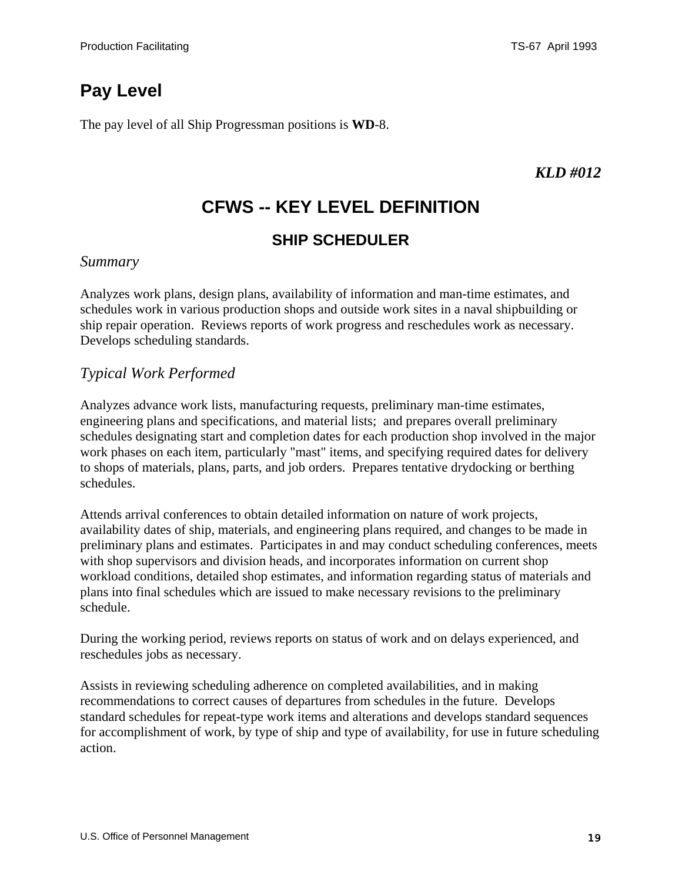## Pay Level

The pay level of all Ship Progressman positions is **WD**-8.

***KLD #012***

# CFWS -- KEY LEVEL DEFINITION

## SHIP SCHEDULER

*Summary*

Analyzes work plans, design plans, availability of information and man-time estimates, and schedules work in various production shops and outside work sites in a naval shipbuilding or ship repair operation. Reviews reports of work progress and reschedules work as necessary. Develops scheduling standards.

### *Typical Work Performed*

Analyzes advance work lists, manufacturing requests, preliminary man-time estimates, engineering plans and specifications, and material lists; and prepares overall preliminary schedules designating start and completion dates for each production shop involved in the major work phases on each item, particularly "mast" items, and specifying required dates for delivery to shops of materials, plans, parts, and job orders. Prepares tentative drydocking or berthing schedules.

Attends arrival conferences to obtain detailed information on nature of work projects, availability dates of ship, materials, and engineering plans required, and changes to be made in preliminary plans and estimates. Participates in and may conduct scheduling conferences, meets with shop supervisors and division heads, and incorporates information on current shop workload conditions, detailed shop estimates, and information regarding status of materials and plans into final schedules which are issued to make necessary revisions to the preliminary schedule.

During the working period, reviews reports on status of work and on delays experienced, and reschedules jobs as necessary.

Assists in reviewing scheduling adherence on completed availabilities, and in making recommendations to correct causes of departures from schedules in the future. Develops standard schedules for repeat-type work items and alterations and develops standard sequences for accomplishment of work, by type of ship and type of availability, for use in future scheduling action.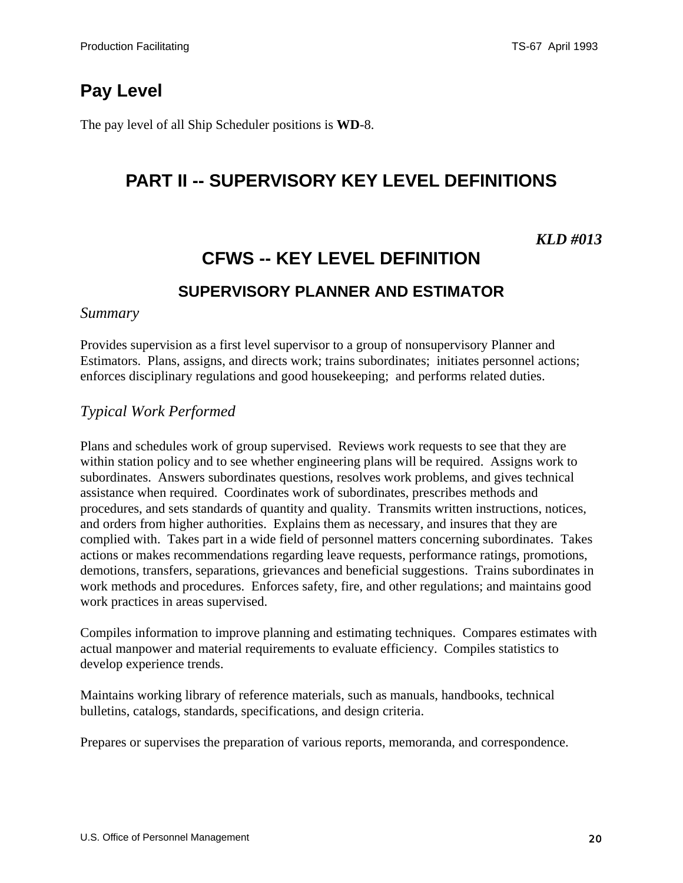## Pay Level

The pay level of all Ship Scheduler positions is **WD**-8.

# PART II -- SUPERVISORY KEY LEVEL DEFINITIONS

***KLD #013***

## CFWS -- KEY LEVEL DEFINITION

### SUPERVISORY PLANNER AND ESTIMATOR

*Summary*

Provides supervision as a first level supervisor to a group of nonsupervisory Planner and Estimators. Plans, assigns, and directs work; trains subordinates; initiates personnel actions; enforces disciplinary regulations and good housekeeping; and performs related duties.

*Typical Work Performed*

Plans and schedules work of group supervised. Reviews work requests to see that they are within station policy and to see whether engineering plans will be required. Assigns work to subordinates. Answers subordinates questions, resolves work problems, and gives technical assistance when required. Coordinates work of subordinates, prescribes methods and procedures, and sets standards of quantity and quality. Transmits written instructions, notices, and orders from higher authorities. Explains them as necessary, and insures that they are complied with. Takes part in a wide field of personnel matters concerning subordinates. Takes actions or makes recommendations regarding leave requests, performance ratings, promotions, demotions, transfers, separations, grievances and beneficial suggestions. Trains subordinates in work methods and procedures. Enforces safety, fire, and other regulations; and maintains good work practices in areas supervised.

Compiles information to improve planning and estimating techniques. Compares estimates with actual manpower and material requirements to evaluate efficiency. Compiles statistics to develop experience trends.

Maintains working library of reference materials, such as manuals, handbooks, technical bulletins, catalogs, standards, specifications, and design criteria.

Prepares or supervises the preparation of various reports, memoranda, and correspondence.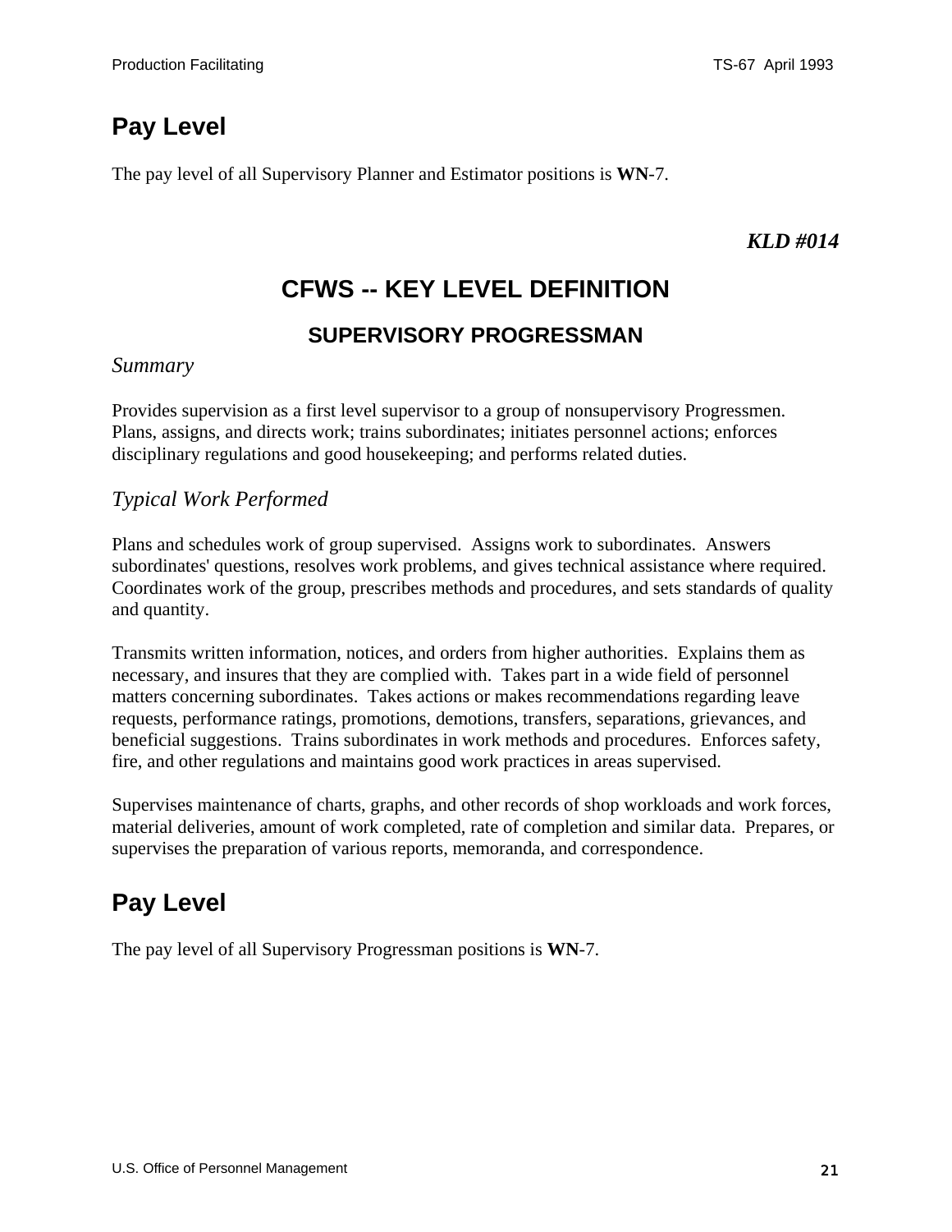## Pay Level

The pay level of all Supervisory Planner and Estimator positions is **WN**-7.

***KLD #014***

# CFWS -- KEY LEVEL DEFINITION

## SUPERVISORY PROGRESSMAN

*Summary*

Provides supervision as a first level supervisor to a group of nonsupervisory Progressmen. Plans, assigns, and directs work; trains subordinates; initiates personnel actions; enforces disciplinary regulations and good housekeeping; and performs related duties.

*Typical Work Performed*

Plans and schedules work of group supervised. Assigns work to subordinates. Answers subordinates' questions, resolves work problems, and gives technical assistance where required. Coordinates work of the group, prescribes methods and procedures, and sets standards of quality and quantity.

Transmits written information, notices, and orders from higher authorities. Explains them as necessary, and insures that they are complied with. Takes part in a wide field of personnel matters concerning subordinates. Takes actions or makes recommendations regarding leave requests, performance ratings, promotions, demotions, transfers, separations, grievances, and beneficial suggestions. Trains subordinates in work methods and procedures. Enforces safety, fire, and other regulations and maintains good work practices in areas supervised.

Supervises maintenance of charts, graphs, and other records of shop workloads and work forces, material deliveries, amount of work completed, rate of completion and similar data. Prepares, or supervises the preparation of various reports, memoranda, and correspondence.

## Pay Level

The pay level of all Supervisory Progressman positions is **WN**-7.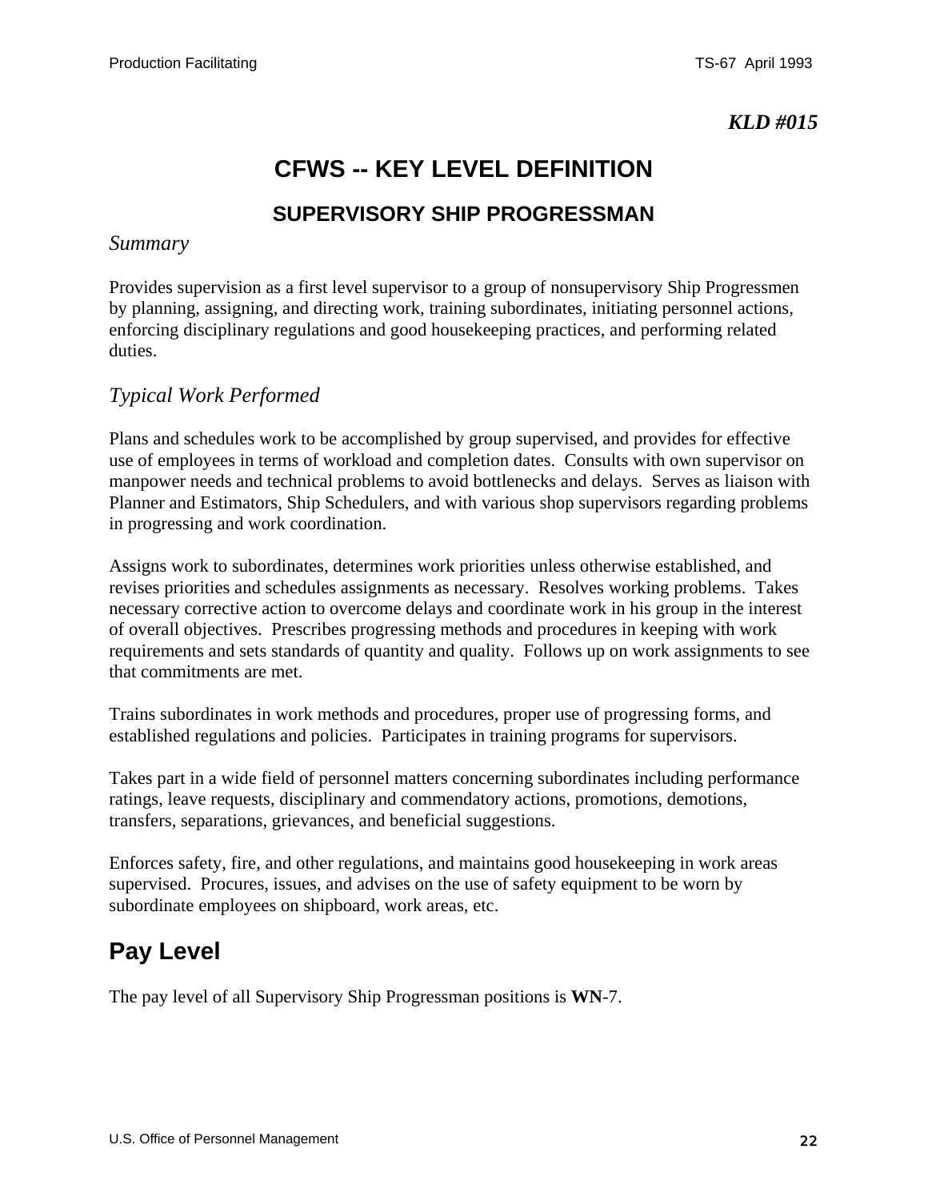***KLD #015***

# CFWS -- KEY LEVEL DEFINITION

## SUPERVISORY SHIP PROGRESSMAN

*Summary*

Provides supervision as a first level supervisor to a group of nonsupervisory Ship Progressmen by planning, assigning, and directing work, training subordinates, initiating personnel actions, enforcing disciplinary regulations and good housekeeping practices, and performing related duties.

*Typical Work Performed*

Plans and schedules work to be accomplished by group supervised, and provides for effective use of employees in terms of workload and completion dates. Consults with own supervisor on manpower needs and technical problems to avoid bottlenecks and delays. Serves as liaison with Planner and Estimators, Ship Schedulers, and with various shop supervisors regarding problems in progressing and work coordination.

Assigns work to subordinates, determines work priorities unless otherwise established, and revises priorities and schedules assignments as necessary. Resolves working problems. Takes necessary corrective action to overcome delays and coordinate work in his group in the interest of overall objectives. Prescribes progressing methods and procedures in keeping with work requirements and sets standards of quantity and quality. Follows up on work assignments to see that commitments are met.

Trains subordinates in work methods and procedures, proper use of progressing forms, and established regulations and policies. Participates in training programs for supervisors.

Takes part in a wide field of personnel matters concerning subordinates including performance ratings, leave requests, disciplinary and commendatory actions, promotions, demotions, transfers, separations, grievances, and beneficial suggestions.

Enforces safety, fire, and other regulations, and maintains good housekeeping in work areas supervised. Procures, issues, and advises on the use of safety equipment to be worn by subordinate employees on shipboard, work areas, etc.

## Pay Level

The pay level of all Supervisory Ship Progressman positions is **WN**-7.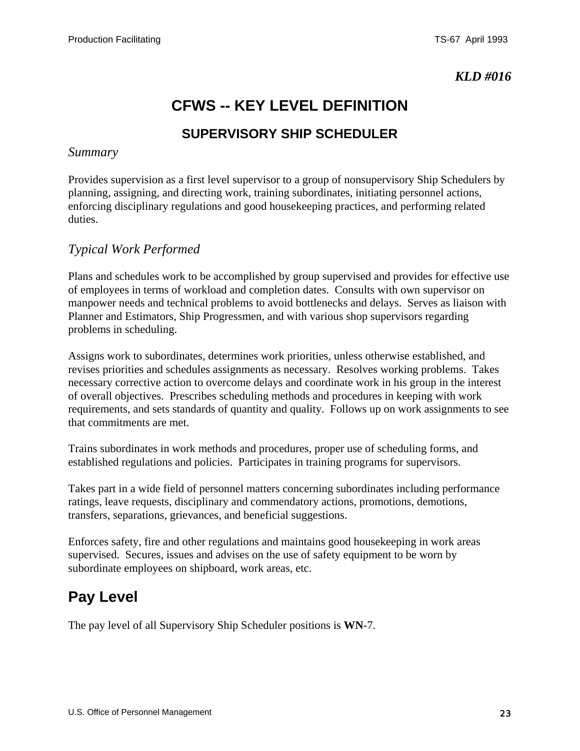***KLD #016***

# CFWS -- KEY LEVEL DEFINITION

## SUPERVISORY SHIP SCHEDULER

*Summary*

Provides supervision as a first level supervisor to a group of nonsupervisory Ship Schedulers by planning, assigning, and directing work, training subordinates, initiating personnel actions, enforcing disciplinary regulations and good housekeeping practices, and performing related duties.

*Typical Work Performed*

Plans and schedules work to be accomplished by group supervised and provides for effective use of employees in terms of workload and completion dates. Consults with own supervisor on manpower needs and technical problems to avoid bottlenecks and delays. Serves as liaison with Planner and Estimators, Ship Progressmen, and with various shop supervisors regarding problems in scheduling.

Assigns work to subordinates, determines work priorities, unless otherwise established, and revises priorities and schedules assignments as necessary. Resolves working problems. Takes necessary corrective action to overcome delays and coordinate work in his group in the interest of overall objectives. Prescribes scheduling methods and procedures in keeping with work requirements, and sets standards of quantity and quality. Follows up on work assignments to see that commitments are met.

Trains subordinates in work methods and procedures, proper use of scheduling forms, and established regulations and policies. Participates in training programs for supervisors.

Takes part in a wide field of personnel matters concerning subordinates including performance ratings, leave requests, disciplinary and commendatory actions, promotions, demotions, transfers, separations, grievances, and beneficial suggestions.

Enforces safety, fire and other regulations and maintains good housekeeping in work areas supervised. Secures, issues and advises on the use of safety equipment to be worn by subordinate employees on shipboard, work areas, etc.

## Pay Level

The pay level of all Supervisory Ship Scheduler positions is **WN**-7.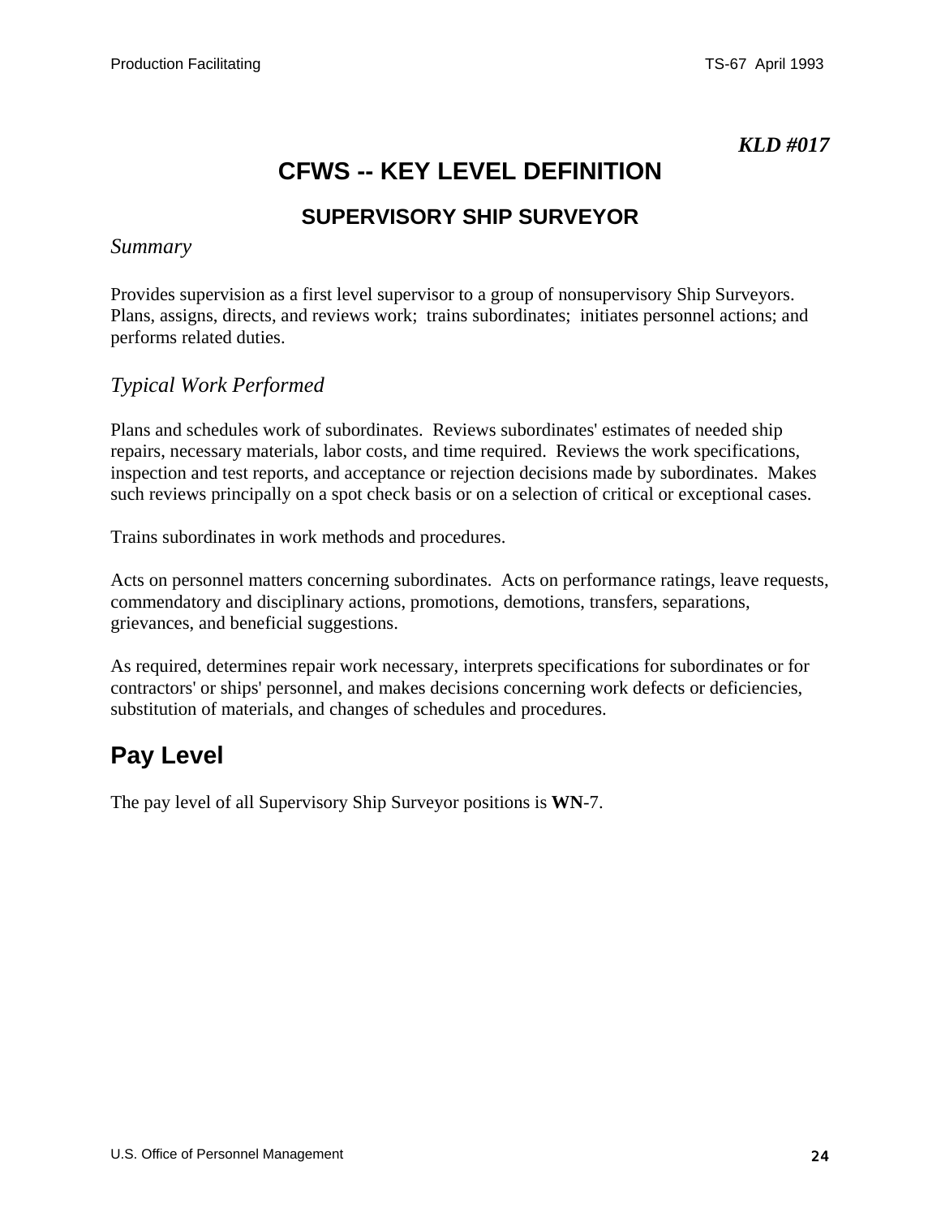*KLD #017*

# CFWS -- KEY LEVEL DEFINITION

## SUPERVISORY SHIP SURVEYOR

*Summary*

Provides supervision as a first level supervisor to a group of nonsupervisory Ship Surveyors. Plans, assigns, directs, and reviews work; trains subordinates; initiates personnel actions; and performs related duties.

*Typical Work Performed*

Plans and schedules work of subordinates. Reviews subordinates' estimates of needed ship repairs, necessary materials, labor costs, and time required. Reviews the work specifications, inspection and test reports, and acceptance or rejection decisions made by subordinates. Makes such reviews principally on a spot check basis or on a selection of critical or exceptional cases.

Trains subordinates in work methods and procedures.

Acts on personnel matters concerning subordinates. Acts on performance ratings, leave requests, commendatory and disciplinary actions, promotions, demotions, transfers, separations, grievances, and beneficial suggestions.

As required, determines repair work necessary, interprets specifications for subordinates or for contractors' or ships' personnel, and makes decisions concerning work defects or deficiencies, substitution of materials, and changes of schedules and procedures.

## Pay Level

The pay level of all Supervisory Ship Surveyor positions is **WN**-7.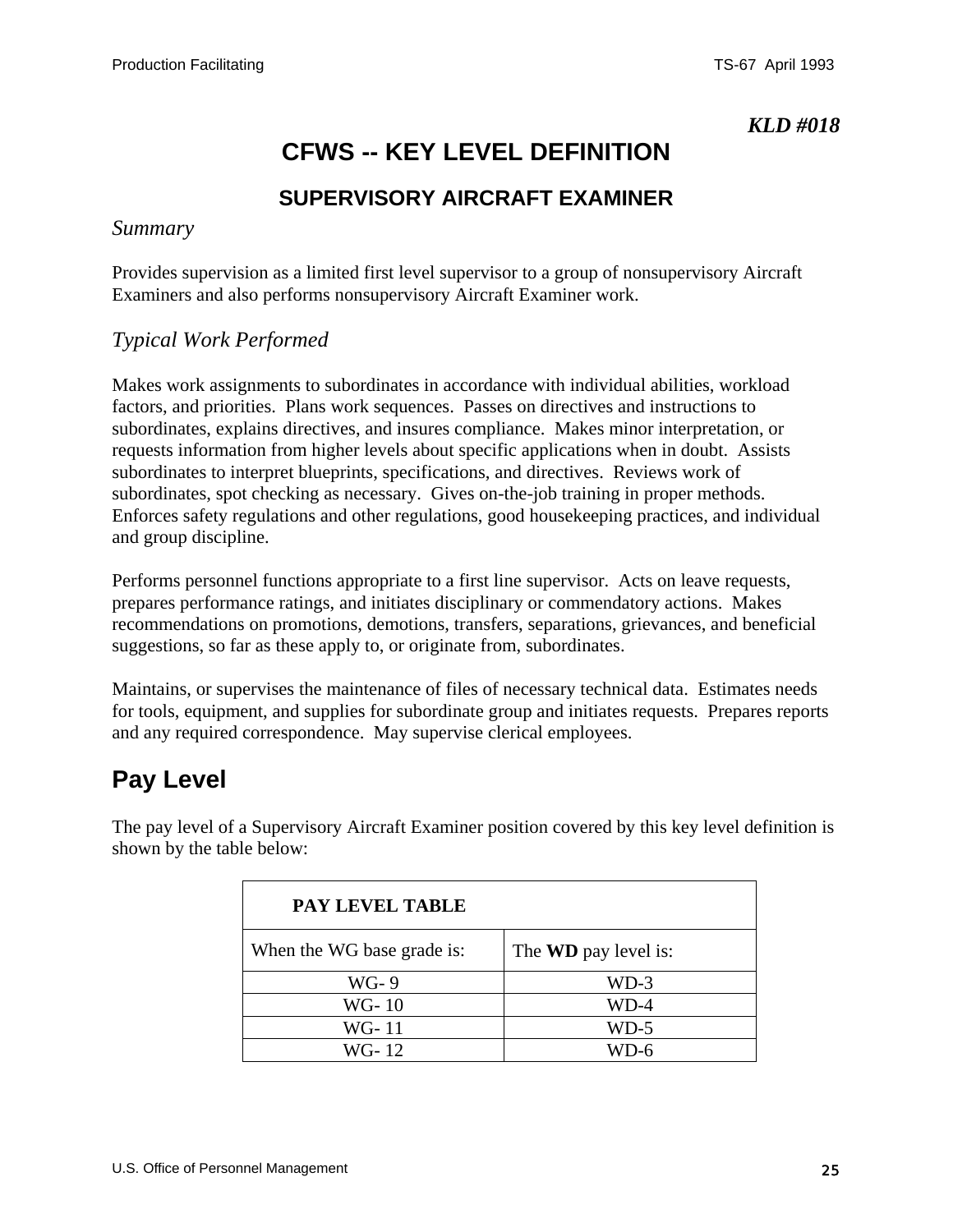*KLD #018*

# CFWS -- KEY LEVEL DEFINITION

## SUPERVISORY AIRCRAFT EXAMINER

*Summary*

Provides supervision as a limited first level supervisor to a group of nonsupervisory Aircraft Examiners and also performs nonsupervisory Aircraft Examiner work.

*Typical Work Performed*

Makes work assignments to subordinates in accordance with individual abilities, workload factors, and priorities. Plans work sequences. Passes on directives and instructions to subordinates, explains directives, and insures compliance. Makes minor interpretation, or requests information from higher levels about specific applications when in doubt. Assists subordinates to interpret blueprints, specifications, and directives. Reviews work of subordinates, spot checking as necessary. Gives on-the-job training in proper methods. Enforces safety regulations and other regulations, good housekeeping practices, and individual and group discipline.

Performs personnel functions appropriate to a first line supervisor. Acts on leave requests, prepares performance ratings, and initiates disciplinary or commendatory actions. Makes recommendations on promotions, demotions, transfers, separations, grievances, and beneficial suggestions, so far as these apply to, or originate from, subordinates.

Maintains, or supervises the maintenance of files of necessary technical data. Estimates needs for tools, equipment, and supplies for subordinate group and initiates requests. Prepares reports and any required correspondence. May supervise clerical employees.

## Pay Level

The pay level of a Supervisory Aircraft Examiner position covered by this key level definition is shown by the table below:

| PAY LEVEL TABLE | |
|---|---|
| When the WG base grade is: | The **WD** pay level is: |
| WG- 9 | WD-3 |
| WG- 10 | WD-4 |
| WG- 11 | WD-5 |
| WG- 12 | WD-6 |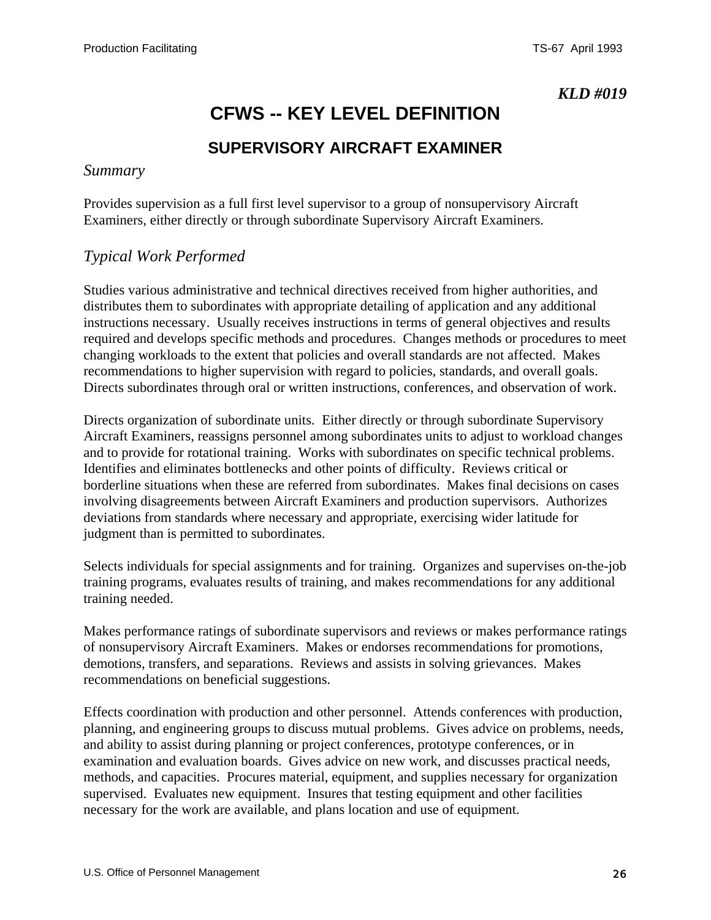*KLD #019*

# CFWS -- KEY LEVEL DEFINITION

## SUPERVISORY AIRCRAFT EXAMINER

### *Summary*

Provides supervision as a full first level supervisor to a group of nonsupervisory Aircraft Examiners, either directly or through subordinate Supervisory Aircraft Examiners.

### *Typical Work Performed*

Studies various administrative and technical directives received from higher authorities, and distributes them to subordinates with appropriate detailing of application and any additional instructions necessary. Usually receives instructions in terms of general objectives and results required and develops specific methods and procedures. Changes methods or procedures to meet changing workloads to the extent that policies and overall standards are not affected. Makes recommendations to higher supervision with regard to policies, standards, and overall goals. Directs subordinates through oral or written instructions, conferences, and observation of work.

Directs organization of subordinate units. Either directly or through subordinate Supervisory Aircraft Examiners, reassigns personnel among subordinates units to adjust to workload changes and to provide for rotational training. Works with subordinates on specific technical problems. Identifies and eliminates bottlenecks and other points of difficulty. Reviews critical or borderline situations when these are referred from subordinates. Makes final decisions on cases involving disagreements between Aircraft Examiners and production supervisors. Authorizes deviations from standards where necessary and appropriate, exercising wider latitude for judgment than is permitted to subordinates.

Selects individuals for special assignments and for training. Organizes and supervises on-the-job training programs, evaluates results of training, and makes recommendations for any additional training needed.

Makes performance ratings of subordinate supervisors and reviews or makes performance ratings of nonsupervisory Aircraft Examiners. Makes or endorses recommendations for promotions, demotions, transfers, and separations. Reviews and assists in solving grievances. Makes recommendations on beneficial suggestions.

Effects coordination with production and other personnel. Attends conferences with production, planning, and engineering groups to discuss mutual problems. Gives advice on problems, needs, and ability to assist during planning or project conferences, prototype conferences, or in examination and evaluation boards. Gives advice on new work, and discusses practical needs, methods, and capacities. Procures material, equipment, and supplies necessary for organization supervised. Evaluates new equipment. Insures that testing equipment and other facilities necessary for the work are available, and plans location and use of equipment.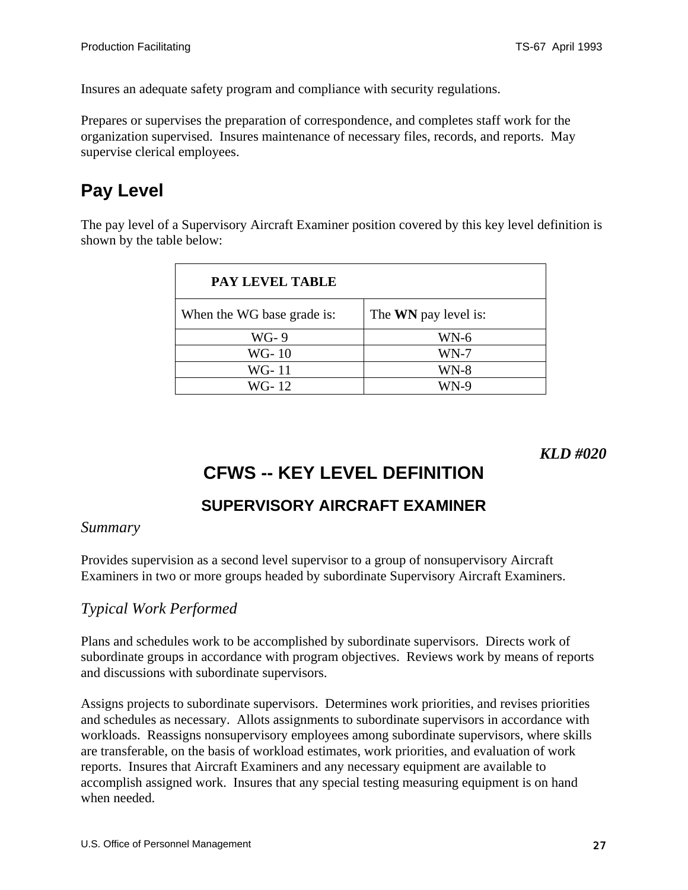Insures an adequate safety program and compliance with security regulations.

Prepares or supervises the preparation of correspondence, and completes staff work for the organization supervised. Insures maintenance of necessary files, records, and reports. May supervise clerical employees.

## Pay Level

The pay level of a Supervisory Aircraft Examiner position covered by this key level definition is shown by the table below:

| PAY LEVEL TABLE | |
|---|---|
| When the WG base grade is: | The **WN** pay level is: |
| WG- 9 | WN-6 |
| WG- 10 | WN-7 |
| WG- 11 | WN-8 |
| WG- 12 | WN-9 |

***KLD #020***

# CFWS -- KEY LEVEL DEFINITION

## SUPERVISORY AIRCRAFT EXAMINER

### *Summary*

Provides supervision as a second level supervisor to a group of nonsupervisory Aircraft Examiners in two or more groups headed by subordinate Supervisory Aircraft Examiners.

### *Typical Work Performed*

Plans and schedules work to be accomplished by subordinate supervisors. Directs work of subordinate groups in accordance with program objectives. Reviews work by means of reports and discussions with subordinate supervisors.

Assigns projects to subordinate supervisors. Determines work priorities, and revises priorities and schedules as necessary. Allots assignments to subordinate supervisors in accordance with workloads. Reassigns nonsupervisory employees among subordinate supervisors, where skills are transferable, on the basis of workload estimates, work priorities, and evaluation of work reports. Insures that Aircraft Examiners and any necessary equipment are available to accomplish assigned work. Insures that any special testing measuring equipment is on hand when needed.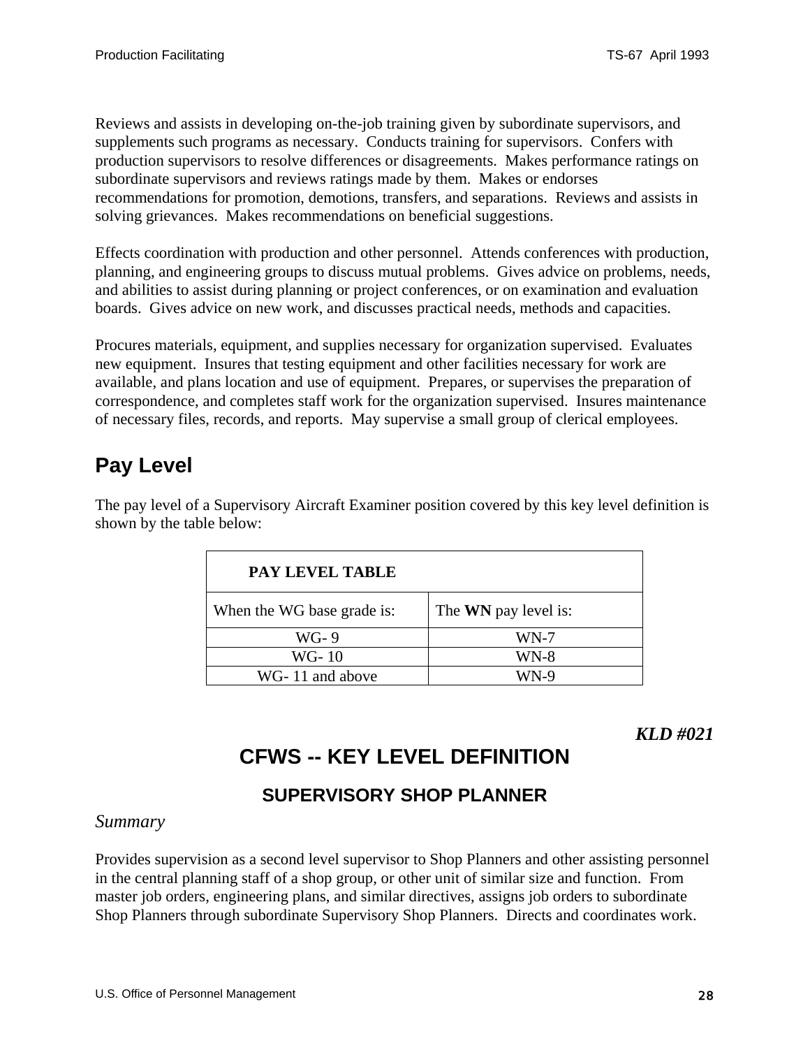Reviews and assists in developing on-the-job training given by subordinate supervisors, and supplements such programs as necessary. Conducts training for supervisors. Confers with production supervisors to resolve differences or disagreements. Makes performance ratings on subordinate supervisors and reviews ratings made by them. Makes or endorses recommendations for promotion, demotions, transfers, and separations. Reviews and assists in solving grievances. Makes recommendations on beneficial suggestions.

Effects coordination with production and other personnel. Attends conferences with production, planning, and engineering groups to discuss mutual problems. Gives advice on problems, needs, and abilities to assist during planning or project conferences, or on examination and evaluation boards. Gives advice on new work, and discusses practical needs, methods and capacities.

Procures materials, equipment, and supplies necessary for organization supervised. Evaluates new equipment. Insures that testing equipment and other facilities necessary for work are available, and plans location and use of equipment. Prepares, or supervises the preparation of correspondence, and completes staff work for the organization supervised. Insures maintenance of necessary files, records, and reports. May supervise a small group of clerical employees.

## Pay Level

The pay level of a Supervisory Aircraft Examiner position covered by this key level definition is shown by the table below:

| **PAY LEVEL TABLE** | |
|---|---|
| When the WG base grade is: | The **WN** pay level is: |
| WG- 9 | WN-7 |
| WG- 10 | WN-8 |
| WG- 11 and above | WN-9 |

***KLD #021***

# CFWS -- KEY LEVEL DEFINITION

## SUPERVISORY SHOP PLANNER

*Summary*

Provides supervision as a second level supervisor to Shop Planners and other assisting personnel in the central planning staff of a shop group, or other unit of similar size and function. From master job orders, engineering plans, and similar directives, assigns job orders to subordinate Shop Planners through subordinate Supervisory Shop Planners. Directs and coordinates work.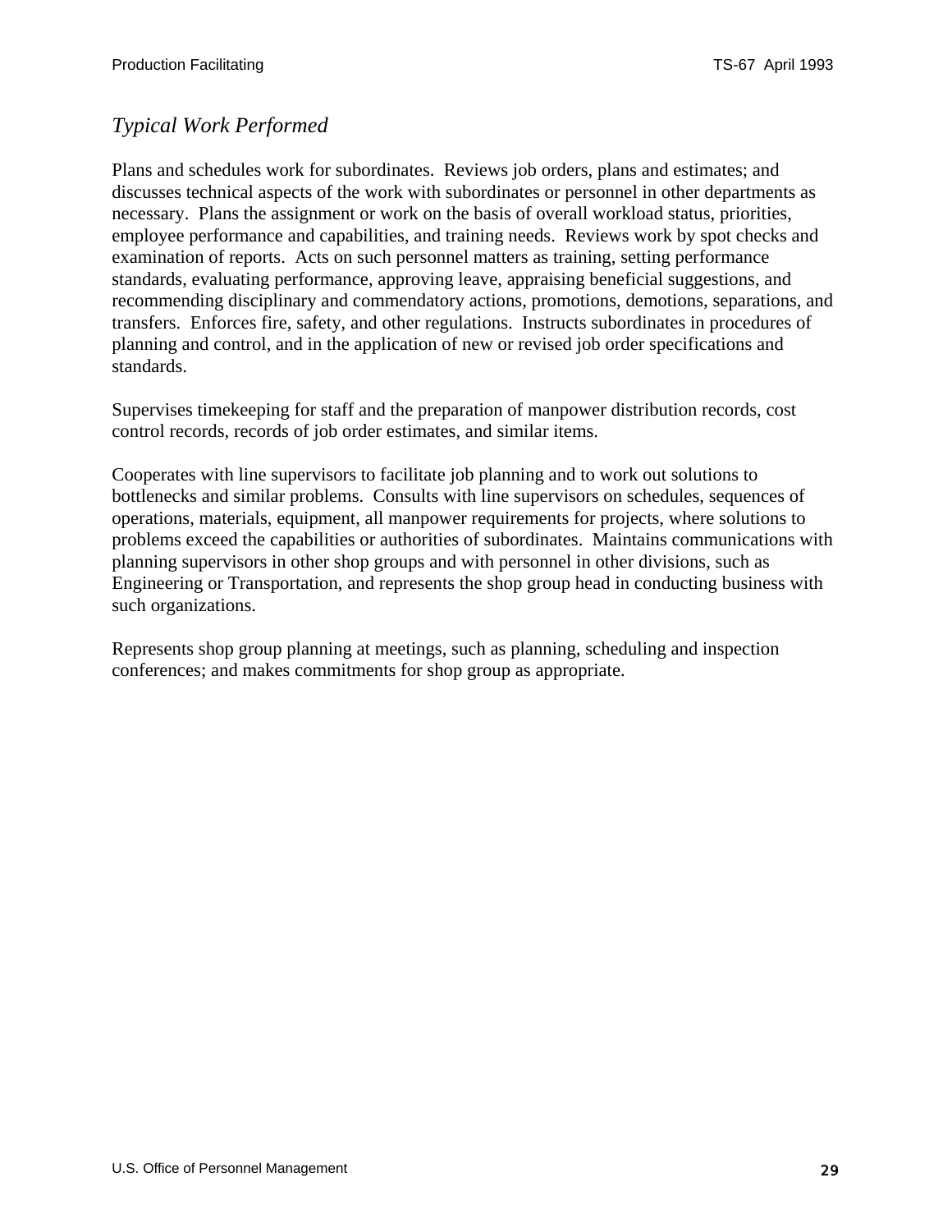*Typical Work Performed*

Plans and schedules work for subordinates. Reviews job orders, plans and estimates; and discusses technical aspects of the work with subordinates or personnel in other departments as necessary. Plans the assignment or work on the basis of overall workload status, priorities, employee performance and capabilities, and training needs. Reviews work by spot checks and examination of reports. Acts on such personnel matters as training, setting performance standards, evaluating performance, approving leave, appraising beneficial suggestions, and recommending disciplinary and commendatory actions, promotions, demotions, separations, and transfers. Enforces fire, safety, and other regulations. Instructs subordinates in procedures of planning and control, and in the application of new or revised job order specifications and standards.

Supervises timekeeping for staff and the preparation of manpower distribution records, cost control records, records of job order estimates, and similar items.

Cooperates with line supervisors to facilitate job planning and to work out solutions to bottlenecks and similar problems. Consults with line supervisors on schedules, sequences of operations, materials, equipment, all manpower requirements for projects, where solutions to problems exceed the capabilities or authorities of subordinates. Maintains communications with planning supervisors in other shop groups and with personnel in other divisions, such as Engineering or Transportation, and represents the shop group head in conducting business with such organizations.

Represents shop group planning at meetings, such as planning, scheduling and inspection conferences; and makes commitments for shop group as appropriate.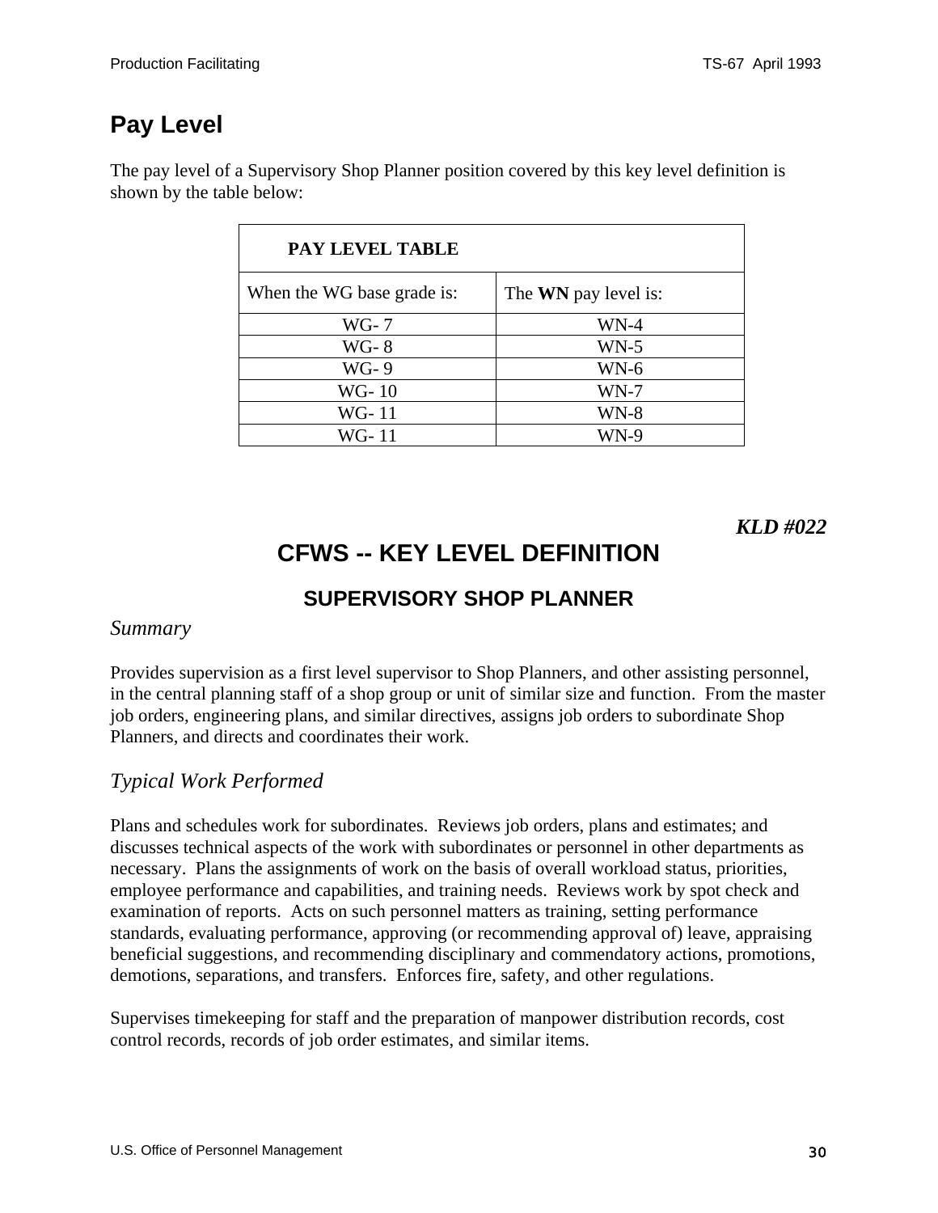## Pay Level

The pay level of a Supervisory Shop Planner position covered by this key level definition is shown by the table below:

| PAY LEVEL TABLE | |
|---|---|
| When the WG base grade is: | The **WN** pay level is: |
| WG- 7 | WN-4 |
| WG- 8 | WN-5 |
| WG- 9 | WN-6 |
| WG- 10 | WN-7 |
| WG- 11 | WN-8 |
| WG- 11 | WN-9 |

***KLD #022***

# CFWS -- KEY LEVEL DEFINITION

## SUPERVISORY SHOP PLANNER

*Summary*

Provides supervision as a first level supervisor to Shop Planners, and other assisting personnel, in the central planning staff of a shop group or unit of similar size and function. From the master job orders, engineering plans, and similar directives, assigns job orders to subordinate Shop Planners, and directs and coordinates their work.

*Typical Work Performed*

Plans and schedules work for subordinates. Reviews job orders, plans and estimates; and discusses technical aspects of the work with subordinates or personnel in other departments as necessary. Plans the assignments of work on the basis of overall workload status, priorities, employee performance and capabilities, and training needs. Reviews work by spot check and examination of reports. Acts on such personnel matters as training, setting performance standards, evaluating performance, approving (or recommending approval of) leave, appraising beneficial suggestions, and recommending disciplinary and commendatory actions, promotions, demotions, separations, and transfers. Enforces fire, safety, and other regulations.

Supervises timekeeping for staff and the preparation of manpower distribution records, cost control records, records of job order estimates, and similar items.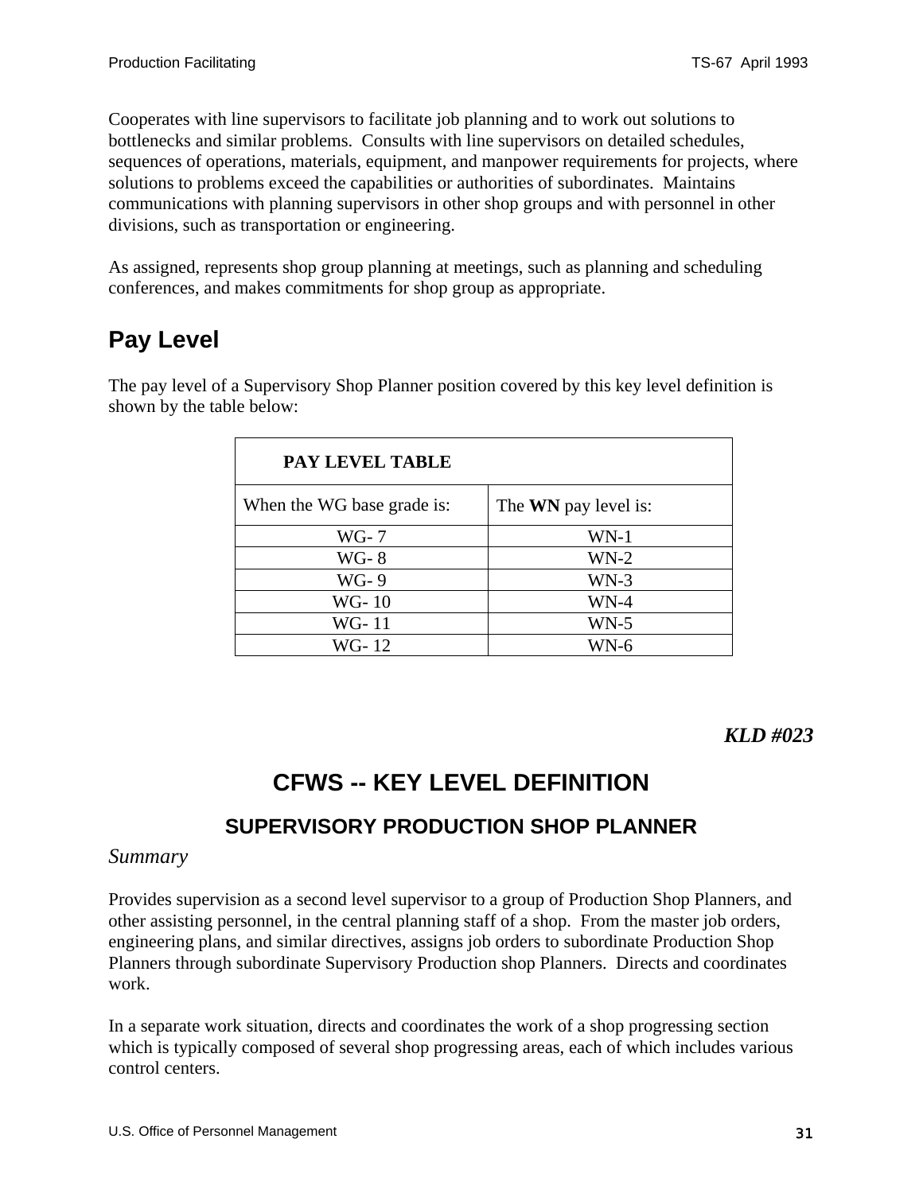Cooperates with line supervisors to facilitate job planning and to work out solutions to bottlenecks and similar problems. Consults with line supervisors on detailed schedules, sequences of operations, materials, equipment, and manpower requirements for projects, where solutions to problems exceed the capabilities or authorities of subordinates. Maintains communications with planning supervisors in other shop groups and with personnel in other divisions, such as transportation or engineering.

As assigned, represents shop group planning at meetings, such as planning and scheduling conferences, and makes commitments for shop group as appropriate.

## Pay Level

The pay level of a Supervisory Shop Planner position covered by this key level definition is shown by the table below:

| **PAY LEVEL TABLE** | |
|---|---|
| When the WG base grade is: | The **WN** pay level is: |
| WG- 7 | WN-1 |
| WG- 8 | WN-2 |
| WG- 9 | WN-3 |
| WG- 10 | WN-4 |
| WG- 11 | WN-5 |
| WG- 12 | WN-6 |

***KLD #023***

# CFWS -- KEY LEVEL DEFINITION

## SUPERVISORY PRODUCTION SHOP PLANNER

*Summary*

Provides supervision as a second level supervisor to a group of Production Shop Planners, and other assisting personnel, in the central planning staff of a shop. From the master job orders, engineering plans, and similar directives, assigns job orders to subordinate Production Shop Planners through subordinate Supervisory Production shop Planners. Directs and coordinates work.

In a separate work situation, directs and coordinates the work of a shop progressing section which is typically composed of several shop progressing areas, each of which includes various control centers.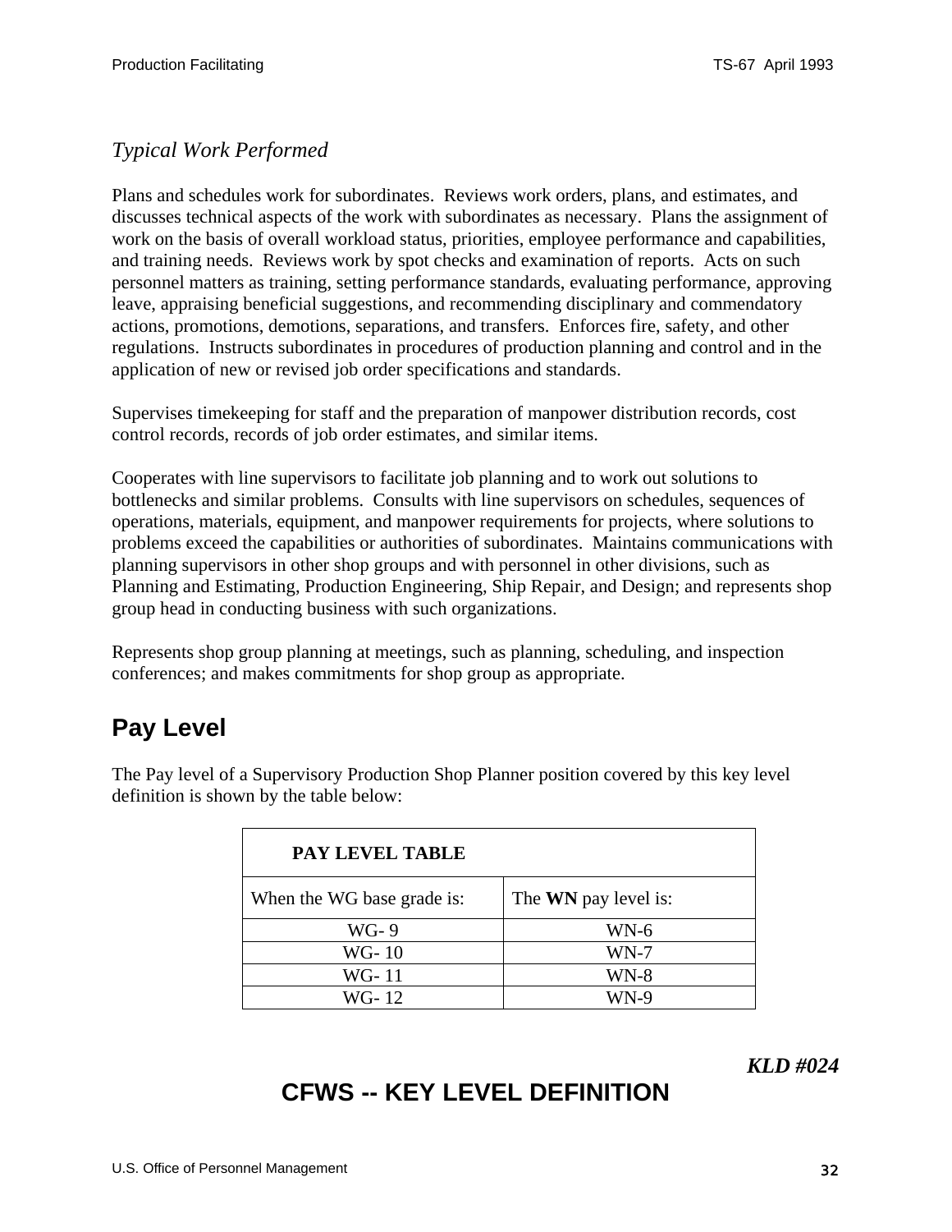*Typical Work Performed*

Plans and schedules work for subordinates. Reviews work orders, plans, and estimates, and discusses technical aspects of the work with subordinates as necessary. Plans the assignment of work on the basis of overall workload status, priorities, employee performance and capabilities, and training needs. Reviews work by spot checks and examination of reports. Acts on such personnel matters as training, setting performance standards, evaluating performance, approving leave, appraising beneficial suggestions, and recommending disciplinary and commendatory actions, promotions, demotions, separations, and transfers. Enforces fire, safety, and other regulations. Instructs subordinates in procedures of production planning and control and in the application of new or revised job order specifications and standards.

Supervises timekeeping for staff and the preparation of manpower distribution records, cost control records, records of job order estimates, and similar items.

Cooperates with line supervisors to facilitate job planning and to work out solutions to bottlenecks and similar problems. Consults with line supervisors on schedules, sequences of operations, materials, equipment, and manpower requirements for projects, where solutions to problems exceed the capabilities or authorities of subordinates. Maintains communications with planning supervisors in other shop groups and with personnel in other divisions, such as Planning and Estimating, Production Engineering, Ship Repair, and Design; and represents shop group head in conducting business with such organizations.

Represents shop group planning at meetings, such as planning, scheduling, and inspection conferences; and makes commitments for shop group as appropriate.

## Pay Level

The Pay level of a Supervisory Production Shop Planner position covered by this key level definition is shown by the table below:

| **PAY LEVEL TABLE** | |
|---|---|
| When the WG base grade is: | The **WN** pay level is: |
| WG- 9 | WN-6 |
| WG- 10 | WN-7 |
| WG- 11 | WN-8 |
| WG- 12 | WN-9 |

***KLD #024***

## CFWS -- KEY LEVEL DEFINITION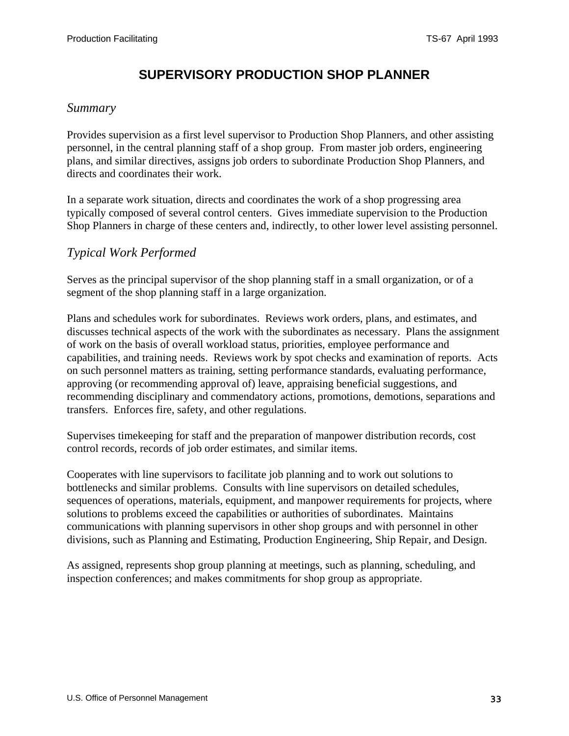# SUPERVISORY PRODUCTION SHOP PLANNER

## *Summary*

Provides supervision as a first level supervisor to Production Shop Planners, and other assisting personnel, in the central planning staff of a shop group. From master job orders, engineering plans, and similar directives, assigns job orders to subordinate Production Shop Planners, and directs and coordinates their work.

In a separate work situation, directs and coordinates the work of a shop progressing area typically composed of several control centers. Gives immediate supervision to the Production Shop Planners in charge of these centers and, indirectly, to other lower level assisting personnel.

## *Typical Work Performed*

Serves as the principal supervisor of the shop planning staff in a small organization, or of a segment of the shop planning staff in a large organization.

Plans and schedules work for subordinates. Reviews work orders, plans, and estimates, and discusses technical aspects of the work with the subordinates as necessary. Plans the assignment of work on the basis of overall workload status, priorities, employee performance and capabilities, and training needs. Reviews work by spot checks and examination of reports. Acts on such personnel matters as training, setting performance standards, evaluating performance, approving (or recommending approval of) leave, appraising beneficial suggestions, and recommending disciplinary and commendatory actions, promotions, demotions, separations and transfers. Enforces fire, safety, and other regulations.

Supervises timekeeping for staff and the preparation of manpower distribution records, cost control records, records of job order estimates, and similar items.

Cooperates with line supervisors to facilitate job planning and to work out solutions to bottlenecks and similar problems. Consults with line supervisors on detailed schedules, sequences of operations, materials, equipment, and manpower requirements for projects, where solutions to problems exceed the capabilities or authorities of subordinates. Maintains communications with planning supervisors in other shop groups and with personnel in other divisions, such as Planning and Estimating, Production Engineering, Ship Repair, and Design.

As assigned, represents shop group planning at meetings, such as planning, scheduling, and inspection conferences; and makes commitments for shop group as appropriate.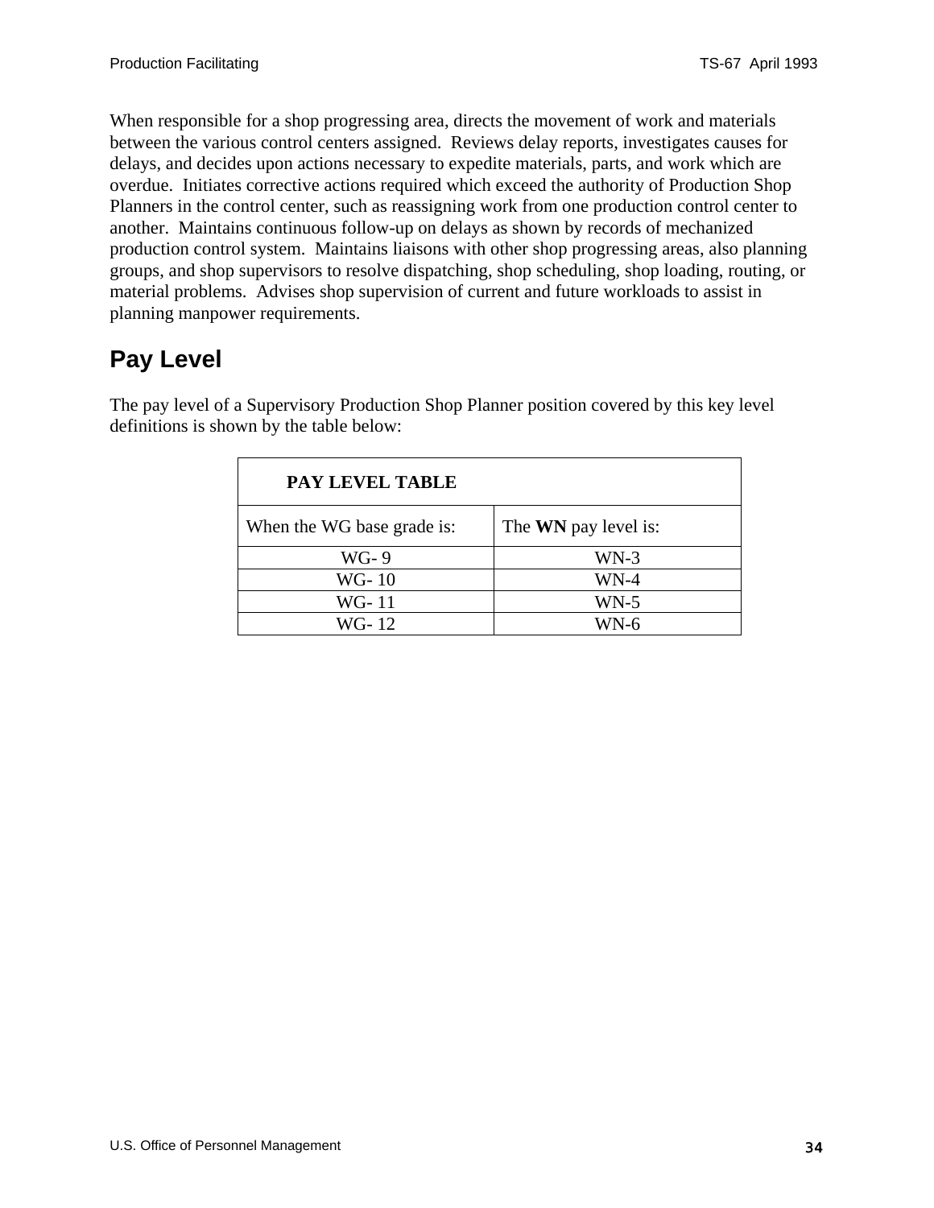When responsible for a shop progressing area, directs the movement of work and materials between the various control centers assigned. Reviews delay reports, investigates causes for delays, and decides upon actions necessary to expedite materials, parts, and work which are overdue. Initiates corrective actions required which exceed the authority of Production Shop Planners in the control center, such as reassigning work from one production control center to another. Maintains continuous follow-up on delays as shown by records of mechanized production control system. Maintains liaisons with other shop progressing areas, also planning groups, and shop supervisors to resolve dispatching, shop scheduling, shop loading, routing, or material problems. Advises shop supervision of current and future workloads to assist in planning manpower requirements.

## Pay Level

The pay level of a Supervisory Production Shop Planner position covered by this key level definitions is shown by the table below:

| **PAY LEVEL TABLE** | |
|---|---|
| When the WG base grade is: | The **WN** pay level is: |
| WG- 9 | WN-3 |
| WG- 10 | WN-4 |
| WG- 11 | WN-5 |
| WG- 12 | WN-6 |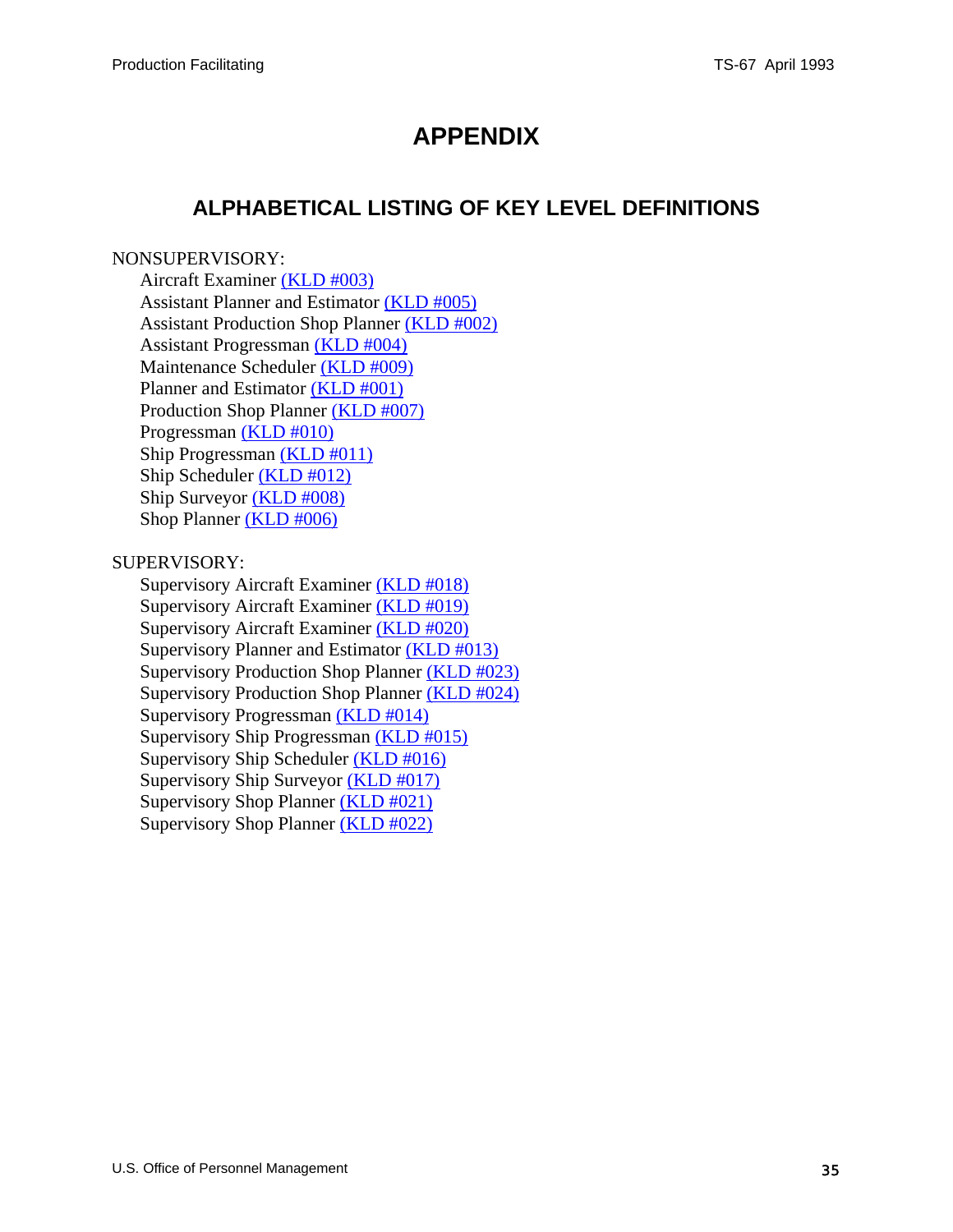# APPENDIX

## ALPHABETICAL LISTING OF KEY LEVEL DEFINITIONS

NONSUPERVISORY:

- Aircraft Examiner (KLD #003)
- Assistant Planner and Estimator (KLD #005)
- Assistant Production Shop Planner (KLD #002)
- Assistant Progressman (KLD #004)
- Maintenance Scheduler (KLD #009)
- Planner and Estimator (KLD #001)
- Production Shop Planner (KLD #007)
- Progressman (KLD #010)
- Ship Progressman (KLD #011)
- Ship Scheduler (KLD #012)
- Ship Surveyor (KLD #008)
- Shop Planner (KLD #006)

SUPERVISORY:

- Supervisory Aircraft Examiner (KLD #018)
- Supervisory Aircraft Examiner (KLD #019)
- Supervisory Aircraft Examiner (KLD #020)
- Supervisory Planner and Estimator (KLD #013)
- Supervisory Production Shop Planner (KLD #023)
- Supervisory Production Shop Planner (KLD #024)
- Supervisory Progressman (KLD #014)
- Supervisory Ship Progressman (KLD #015)
- Supervisory Ship Scheduler (KLD #016)
- Supervisory Ship Surveyor (KLD #017)
- Supervisory Shop Planner (KLD #021)
- Supervisory Shop Planner (KLD #022)